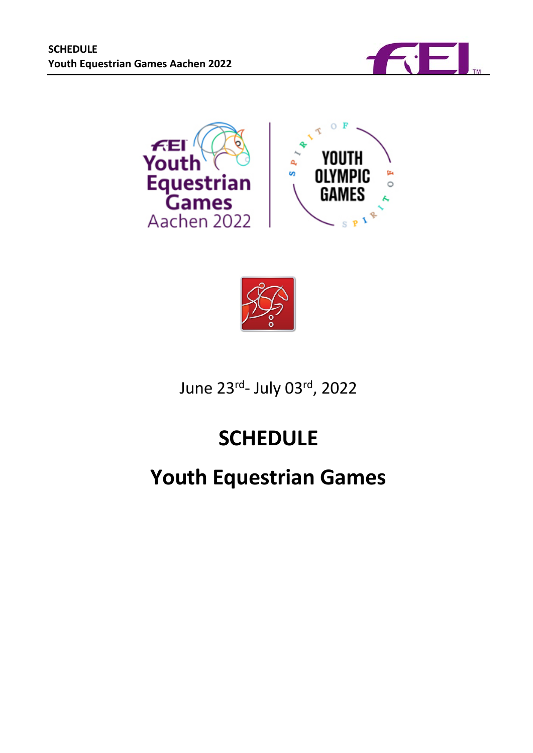June 23rd- July 03rd, 2022

# SCHEDULE

# Youth Equestrian Games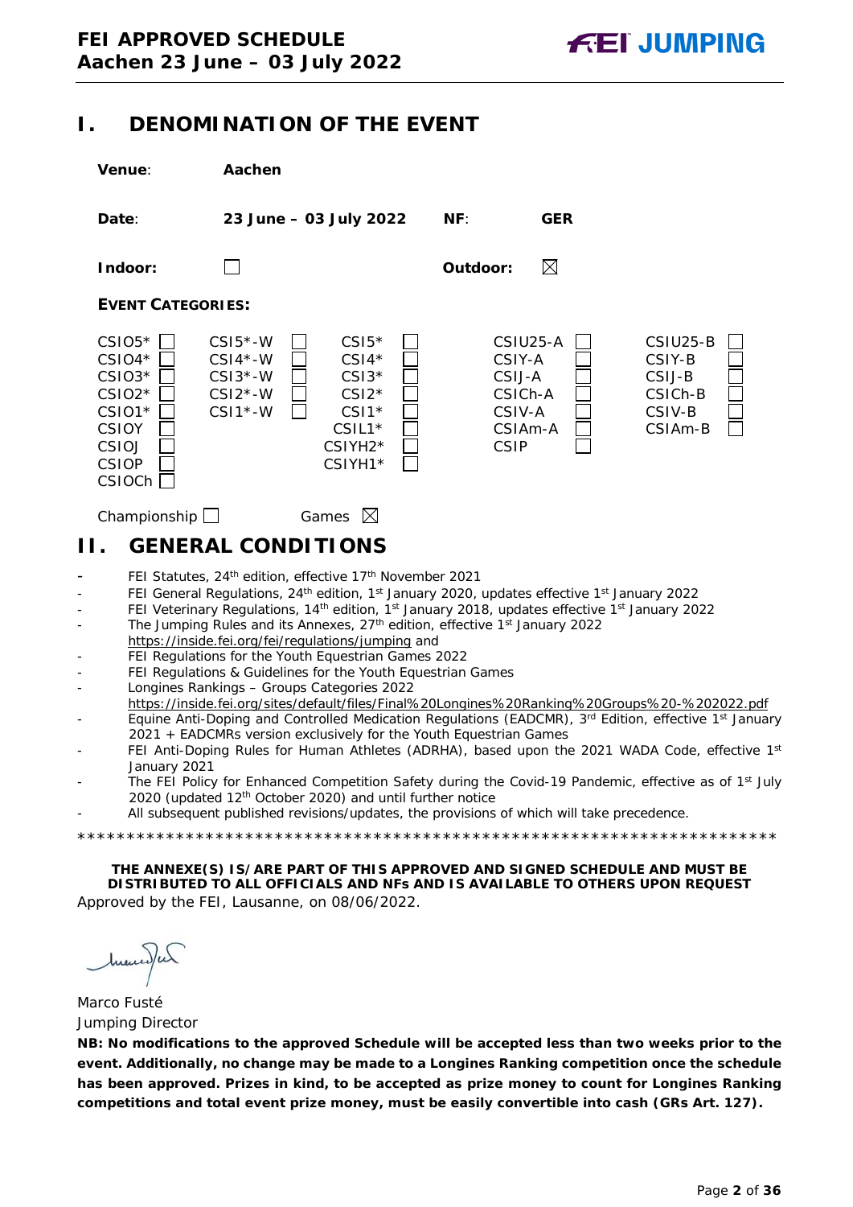# I. DENOMINATION OF THE EVENT

**Venue**: **Aachen**

**Date**: **23 June – 03 July 2022** **NF**: **GER**

**Indoor**: ☐ **Outdoor**: ☒

**EVENT CATEGORIES:**

| | | | | |
|---|---|---|---|---|
| CSIO5* ☐ | CSI5*-W ☐ | CSI5* ☐ | CSIU25-A ☐ | CSIU25-B ☐ |
| CSIO4* ☐ | CSI4*-W ☐ | CSI4* ☐ | CSIY-A ☐ | CSIY-B ☐ |
| CSIO3* ☐ | CSI3*-W ☐ | CSI3* ☐ | CSIJ-A ☐ | CSIJ-B ☐ |
| CSIO2* ☐ | CSI2*-W ☐ | CSI2* ☐ | CSICh-A ☐ | CSICh-B ☐ |
| CSIO1* ☐ | CSI1*-W ☐ | CSI1* ☐ | CSIV-A ☐ | CSIV-B ☐ |
| CSIOY ☐ | | CSIL1* ☐ | CSIAm-A ☐ | CSIAm-B ☐ |
| CSIOJ ☐ | | CSIYH2* ☐ | CSIP ☐ | |
| CSIOP ☐ | | CSIYH1* ☐ | | |
| CSIOCh ☐ | | | | |

Championship ☐ Games ☒

# II. GENERAL CONDITIONS

- FEI Statutes, 24th edition, effective 17th November 2021
- FEI General Regulations, 24th edition, 1st January 2020, updates effective 1st January 2022
- FEI Veterinary Regulations, 14th edition, 1st January 2018, updates effective 1st January 2022
- The Jumping Rules and its Annexes, 27th edition, effective 1st January 2022 https://inside.fei.org/fei/regulations/jumping and
- FEI Regulations for the Youth Equestrian Games 2022
- FEI Regulations & Guidelines for the Youth Equestrian Games
- Longines Rankings – Groups Categories 2022 https://inside.fei.org/sites/default/files/Final%20Longines%20Ranking%20Groups%20-%202022.pdf
- Equine Anti-Doping and Controlled Medication Regulations (EADCMR), 3rd Edition, effective 1st January 2021 + EADCMRs version exclusively for the Youth Equestrian Games
- FEI Anti-Doping Rules for Human Athletes (ADRHA), based upon the 2021 WADA Code, effective 1st January 2021
- The FEI Policy for Enhanced Competition Safety during the Covid-19 Pandemic, effective as of 1st July 2020 (updated 12th October 2020) and until further notice
- All subsequent published revisions/updates, the provisions of which will take precedence.

************************************************************************

**THE ANNEXE(S) IS/ARE PART OF THIS APPROVED AND SIGNED SCHEDULE AND MUST BE DISTRIBUTED TO ALL OFFICIALS AND NFs AND IS AVAILABLE TO OTHERS UPON REQUEST**

Approved by the FEI, Lausanne, on 08/06/2022.

Marco Fusté
Jumping Director

**NB: No modifications to the approved Schedule will be accepted less than two weeks prior to the event. Additionally, no change may be made to a Longines Ranking competition once the schedule has been approved. Prizes in kind, to be accepted as prize money to count for Longines Ranking competitions and total event prize money, must be easily convertible into cash (GRs Art. 127).**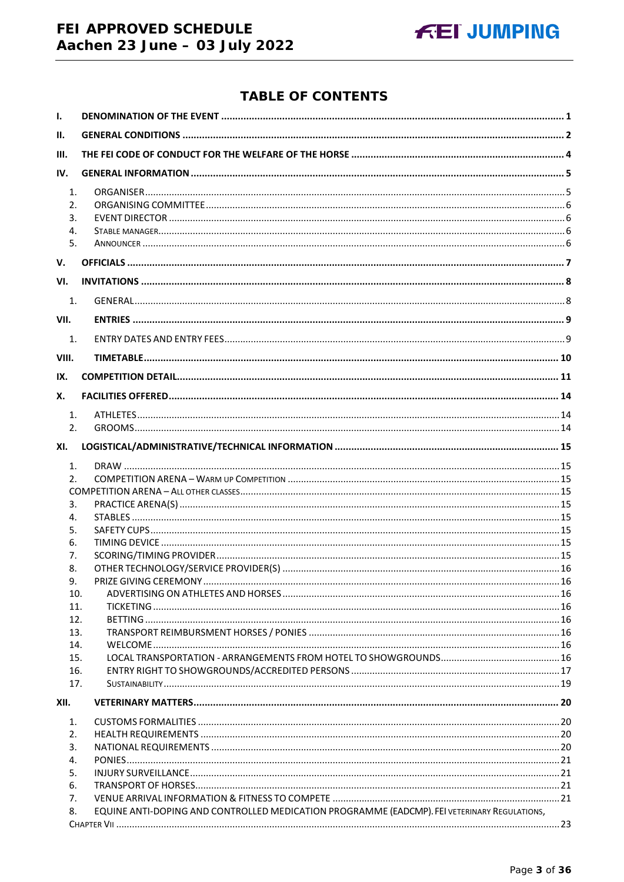# TABLE OF CONTENTS

**I. DENOMINATION OF THE EVENT** ..... 1

**II. GENERAL CONDITIONS** ..... 2

**III. THE FEI CODE OF CONDUCT FOR THE WELFARE OF THE HORSE** ..... 4

**IV. GENERAL INFORMATION** ..... 5

1. ORGANISER ..... 5
2. ORGANISING COMMITTEE ..... 6
3. EVENT DIRECTOR ..... 6
4. STABLE MANAGER ..... 6
5. ANNOUNCER ..... 6

**V. OFFICIALS** ..... 7

**VI. INVITATIONS** ..... 8

1. GENERAL ..... 8

**VII. ENTRIES** ..... 9

1. ENTRY DATES AND ENTRY FEES ..... 9

**VIII. TIMETABLE** ..... 10

**IX. COMPETITION DETAIL** ..... 11

**X. FACILITIES OFFERED** ..... 14

1. ATHLETES ..... 14
2. GROOMS ..... 14

**XI. LOGISTICAL/ADMINISTRATIVE/TECHNICAL INFORMATION** ..... 15

1. DRAW ..... 15
2. COMPETITION ARENA – WARM UP COMPETITION ..... 15

COMPETITION ARENA – ALL OTHER CLASSES ..... 15

3. PRACTICE ARENA(S) ..... 15
4. STABLES ..... 15
5. SAFETY CUPS ..... 15
6. TIMING DEVICE ..... 15
7. SCORING/TIMING PROVIDER ..... 15
8. OTHER TECHNOLOGY/SERVICE PROVIDER(S) ..... 16
9. PRIZE GIVING CEREMONY ..... 16
10. ADVERTISING ON ATHLETES AND HORSES ..... 16
11. TICKETING ..... 16
12. BETTING ..... 16
13. TRANSPORT REIMBURSMENT HORSES / PONIES ..... 16
14. WELCOME ..... 16
15. LOCAL TRANSPORTATION - ARRANGEMENTS FROM HOTEL TO SHOWGROUNDS ..... 16
16. ENTRY RIGHT TO SHOWGROUNDS/ACCREDITED PERSONS ..... 17
17. SUSTAINABILITY ..... 19

**XII. VETERINARY MATTERS** ..... 20

1. CUSTOMS FORMALITIES ..... 20
2. HEALTH REQUIREMENTS ..... 20
3. NATIONAL REQUIREMENTS ..... 20
4. PONIES ..... 21
5. INJURY SURVEILLANCE ..... 21
6. TRANSPORT OF HORSES ..... 21
7. VENUE ARRIVAL INFORMATION & FITNESS TO COMPETE ..... 21
8. EQUINE ANTI-DOPING AND CONTROLLED MEDICATION PROGRAMME (EADCMP). FEI VETERINARY REGULATIONS, CHAPTER VII ..... 23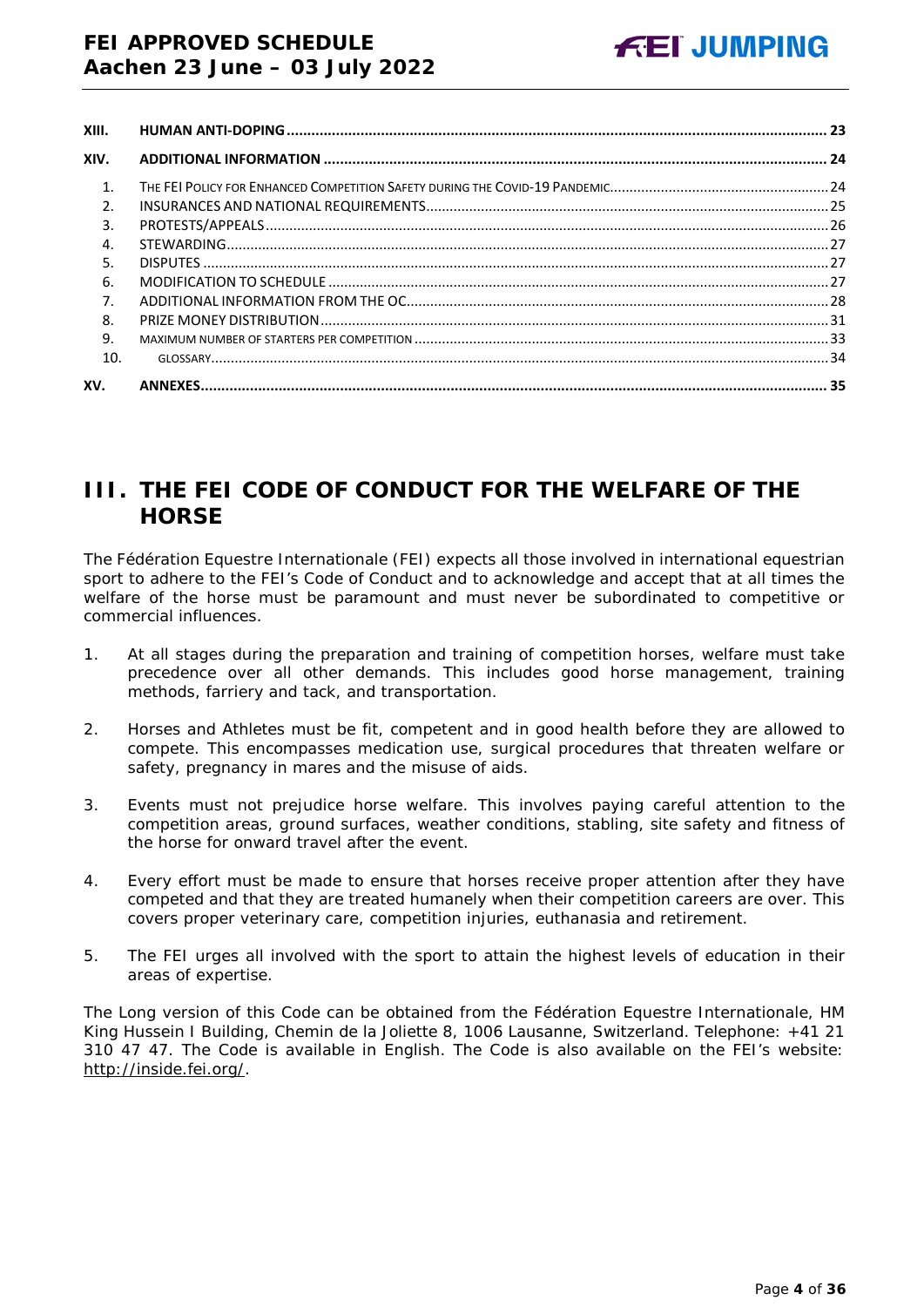| | | |
|---|---|---|
| **XIII.** | **HUMAN ANTI-DOPING** | **23** |
| **XIV.** | **ADDITIONAL INFORMATION** | **24** |
| 1. | THE FEI POLICY FOR ENHANCED COMPETITION SAFETY DURING THE COVID-19 PANDEMIC | 24 |
| 2. | INSURANCES AND NATIONAL REQUIREMENTS | 25 |
| 3. | PROTESTS/APPEALS | 26 |
| 4. | STEWARDING | 27 |
| 5. | DISPUTES | 27 |
| 6. | MODIFICATION TO SCHEDULE | 27 |
| 7. | ADDITIONAL INFORMATION FROM THE OC | 28 |
| 8. | PRIZE MONEY DISTRIBUTION | 31 |
| 9. | MAXIMUM NUMBER OF STARTERS PER COMPETITION | 33 |
| 10. | GLOSSARY | 34 |
| **XV.** | **ANNEXES** | **35** |

# III. THE FEI CODE OF CONDUCT FOR THE WELFARE OF THE HORSE

The Fédération Equestre Internationale (FEI) expects all those involved in international equestrian sport to adhere to the FEI's Code of Conduct and to acknowledge and accept that at all times the welfare of the horse must be paramount and must never be subordinated to competitive or commercial influences.

1. At all stages during the preparation and training of competition horses, welfare must take precedence over all other demands. This includes good horse management, training methods, farriery and tack, and transportation.

2. Horses and Athletes must be fit, competent and in good health before they are allowed to compete. This encompasses medication use, surgical procedures that threaten welfare or safety, pregnancy in mares and the misuse of aids.

3. Events must not prejudice horse welfare. This involves paying careful attention to the competition areas, ground surfaces, weather conditions, stabling, site safety and fitness of the horse for onward travel after the event.

4. Every effort must be made to ensure that horses receive proper attention after they have competed and that they are treated humanely when their competition careers are over. This covers proper veterinary care, competition injuries, euthanasia and retirement.

5. The FEI urges all involved with the sport to attain the highest levels of education in their areas of expertise.

The Long version of this Code can be obtained from the Fédération Equestre Internationale, HM King Hussein I Building, Chemin de la Joliette 8, 1006 Lausanne, Switzerland. Telephone: +41 21 310 47 47. The Code is available in English. The Code is also available on the FEI's website: http://inside.fei.org/.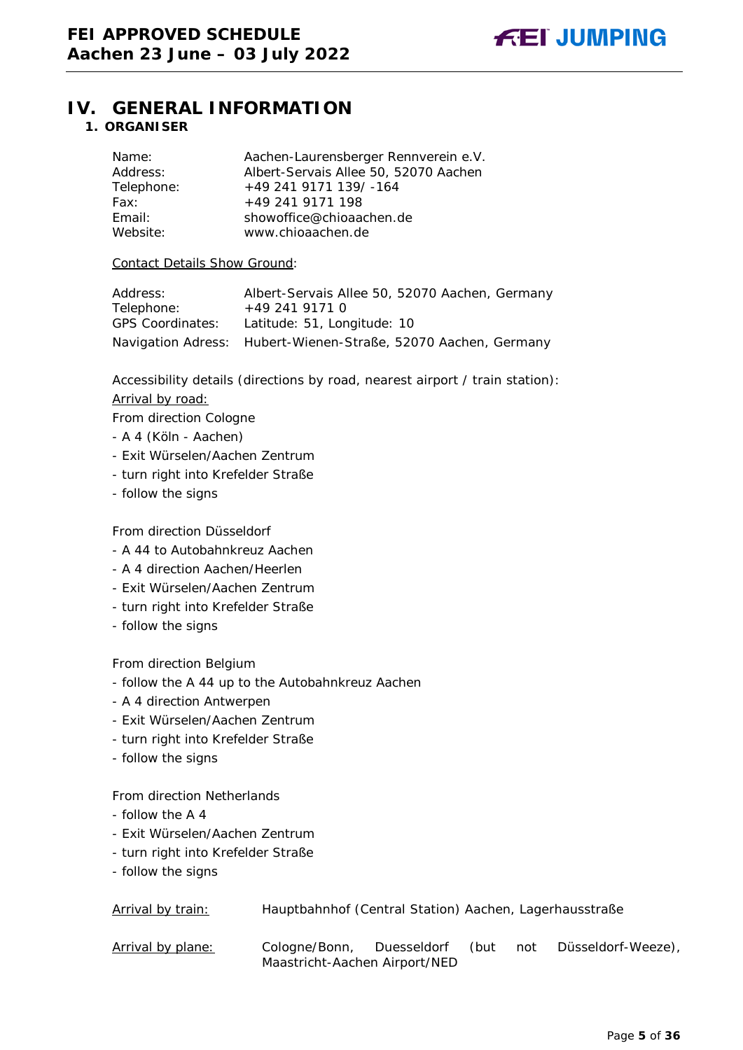# IV. GENERAL INFORMATION

## 1. ORGANISER

| | |
|---|---|
| Name: | Aachen-Laurensberger Rennverein e.V. |
| Address: | Albert-Servais Allee 50, 52070 Aachen |
| Telephone: | +49 241 9171 139/ -164 |
| Fax: | +49 241 9171 198 |
| Email: | showoffice@chioaachen.de |
| Website: | www.chioaachen.de |

Contact Details Show Ground:

| | |
|---|---|
| Address: | Albert-Servais Allee 50, 52070 Aachen, Germany |
| Telephone: | +49 241 9171 0 |
| GPS Coordinates: | Latitude: 51, Longitude: 10 |
| Navigation Adress: | Hubert-Wienen-Straße, 52070 Aachen, Germany |

Accessibility details (directions by road, nearest airport / train station):

Arrival by road:

From direction Cologne
- A 4 (Köln - Aachen)
- Exit Würselen/Aachen Zentrum
- turn right into Krefelder Straße
- follow the signs

From direction Düsseldorf
- A 44 to Autobahnkreuz Aachen
- A 4 direction Aachen/Heerlen
- Exit Würselen/Aachen Zentrum
- turn right into Krefelder Straße
- follow the signs

From direction Belgium
- follow the A 44 up to the Autobahnkreuz Aachen
- A 4 direction Antwerpen
- Exit Würselen/Aachen Zentrum
- turn right into Krefelder Straße
- follow the signs

From direction Netherlands
- follow the A 4
- Exit Würselen/Aachen Zentrum
- turn right into Krefelder Straße
- follow the signs

| | |
|---|---|
| Arrival by train: | Hauptbahnhof (Central Station) Aachen, Lagerhausstraße |
| Arrival by plane: | Cologne/Bonn, Duesseldorf (but not Düsseldorf-Weeze), Maastricht-Aachen Airport/NED |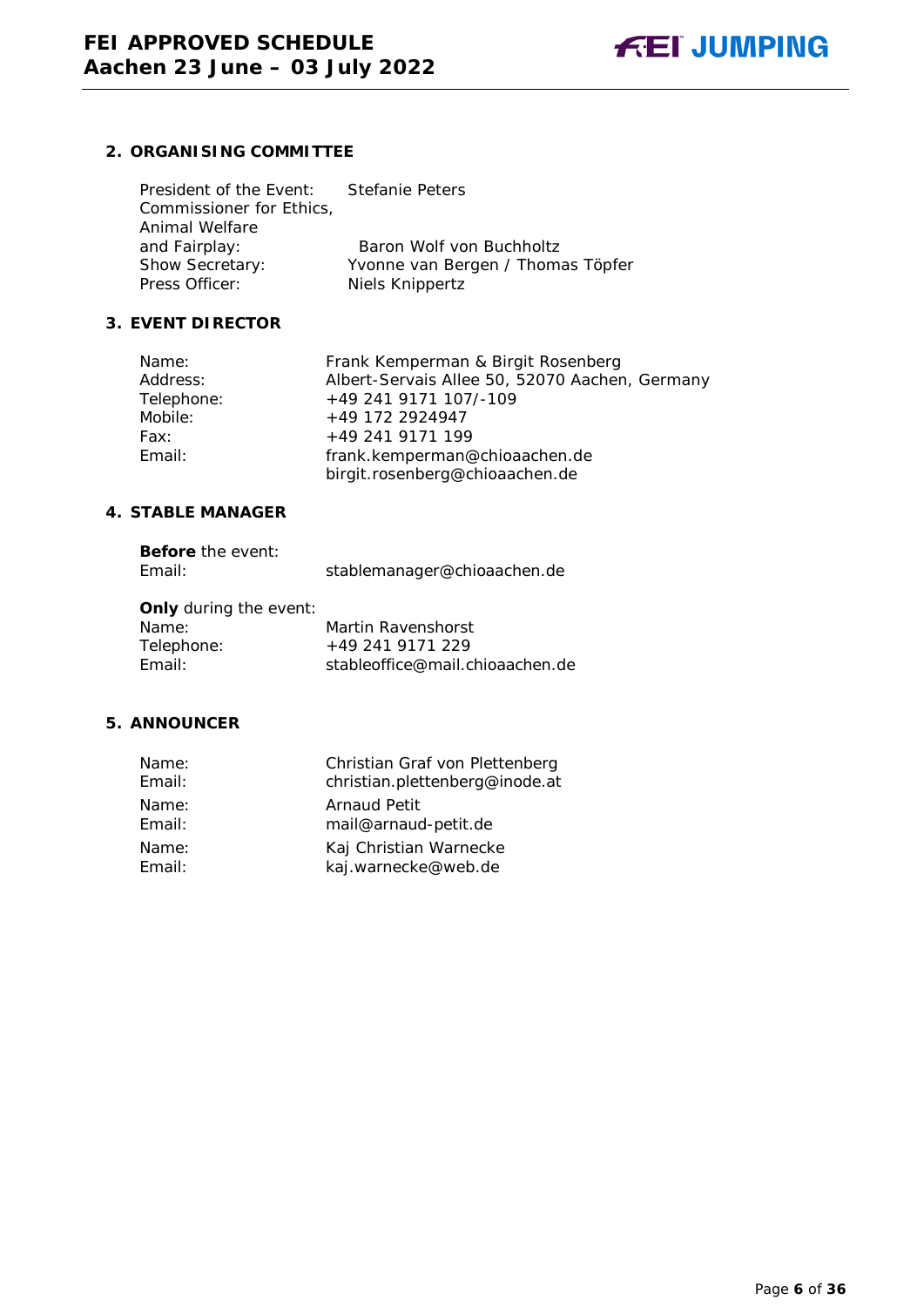## 2. ORGANISING COMMITTEE

President of the Event: Stefanie Peters
Commissioner for Ethics, Animal Welfare and Fairplay: Baron Wolf von Buchholtz
Show Secretary: Yvonne van Bergen / Thomas Töpfer
Press Officer: Niels Knippertz

## 3. EVENT DIRECTOR

Name: Frank Kemperman & Birgit Rosenberg
Address: Albert-Servais Allee 50, 52070 Aachen, Germany
Telephone: +49 241 9171 107/-109
Mobile: +49 172 2924947
Fax: +49 241 9171 199
Email: frank.kemperman@chioaachen.de
birgit.rosenberg@chioaachen.de

## 4. STABLE MANAGER

**Before** the event:
Email: stablemanager@chioaachen.de

**Only** during the event:
Name: Martin Ravenshorst
Telephone: +49 241 9171 229
Email: stableoffice@mail.chioaachen.de

## 5. ANNOUNCER

Name: Christian Graf von Plettenberg
Email: christian.plettenberg@inode.at
Name: Arnaud Petit
Email: mail@arnaud-petit.de
Name: Kaj Christian Warnecke
Email: kaj.warnecke@web.de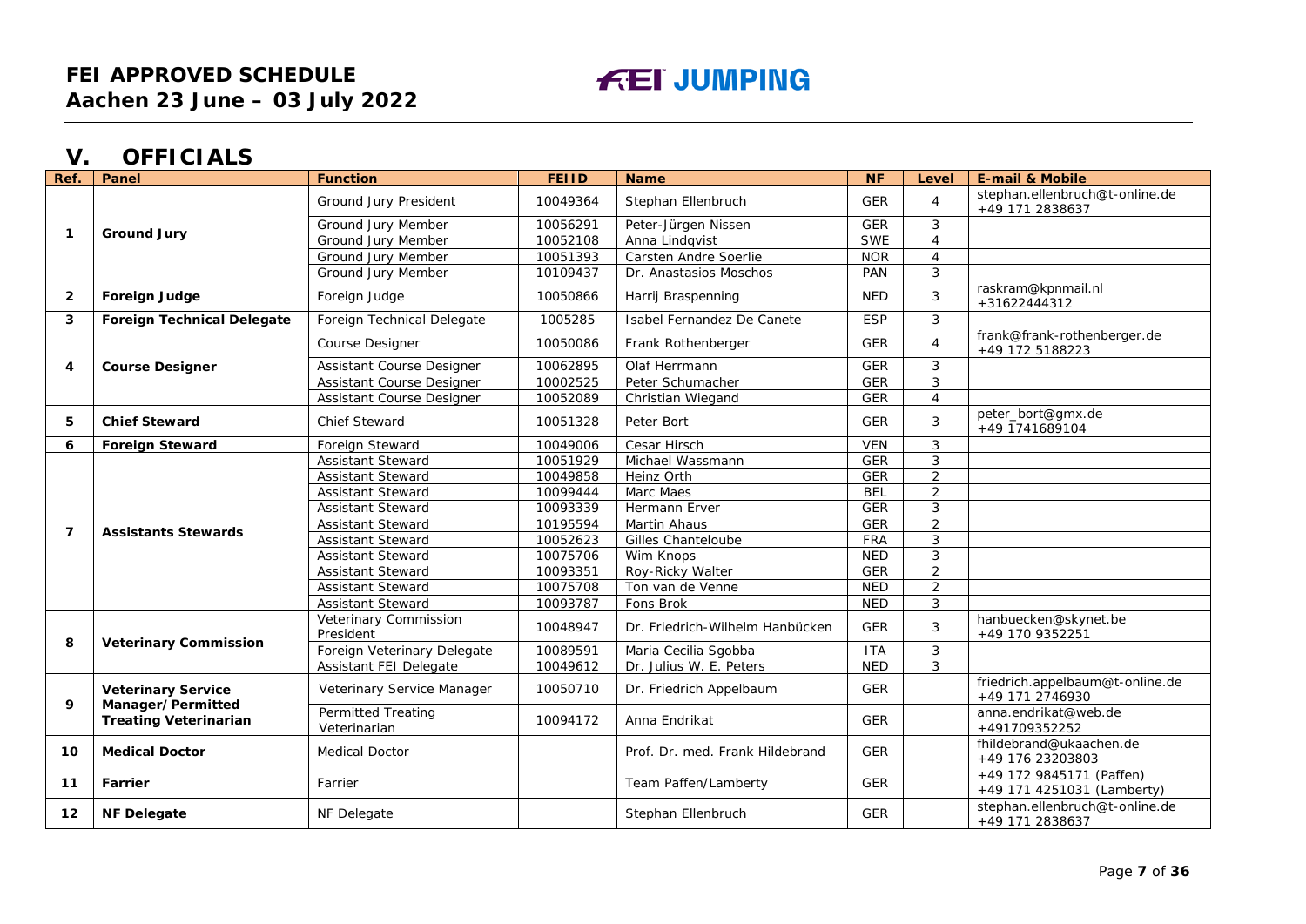## V. OFFICIALS

| Ref. | Panel | Function | FEIID | Name | NF | Level | E-mail & Mobile |
|---|---|---|---|---|---|---|---|
| 1 | Ground Jury | Ground Jury President | 10049364 | Stephan Ellenbruch | GER | 4 | stephan.ellenbruch@t-online.de +49 171 2838637 |
| | | Ground Jury Member | 10056291 | Peter-Jürgen Nissen | GER | 3 | |
| | | Ground Jury Member | 10052108 | Anna Lindqvist | SWE | 4 | |
| | | Ground Jury Member | 10051393 | Carsten Andre Soerlie | NOR | 4 | |
| | | Ground Jury Member | 10109437 | Dr. Anastasios Moschos | PAN | 3 | |
| 2 | Foreign Judge | Foreign Judge | 10050866 | Harrij Braspenning | NED | 3 | raskram@kpnmail.nl +31622444312 |
| 3 | Foreign Technical Delegate | Foreign Technical Delegate | 1005285 | Isabel Fernandez De Canete | ESP | 3 | |
| 4 | Course Designer | Course Designer | 10050086 | Frank Rothenberger | GER | 4 | frank@frank-rothenberger.de +49 172 5188223 |
| | | Assistant Course Designer | 10062895 | Olaf Herrmann | GER | 3 | |
| | | Assistant Course Designer | 10002525 | Peter Schumacher | GER | 3 | |
| | | Assistant Course Designer | 10052089 | Christian Wiegand | GER | 4 | |
| 5 | Chief Steward | Chief Steward | 10051328 | Peter Bort | GER | 3 | peter_bort@gmx.de +49 1741689104 |
| 6 | Foreign Steward | Foreign Steward | 10049006 | Cesar Hirsch | VEN | 3 | |
| 7 | Assistants Stewards | Assistant Steward | 10051929 | Michael Wassmann | GER | 3 | |
| | | Assistant Steward | 10049858 | Heinz Orth | GER | 2 | |
| | | Assistant Steward | 10099444 | Marc Maes | BEL | 2 | |
| | | Assistant Steward | 10093339 | Hermann Erver | GER | 3 | |
| | | Assistant Steward | 10195594 | Martin Ahaus | GER | 2 | |
| | | Assistant Steward | 10052623 | Gilles Chanteloube | FRA | 3 | |
| | | Assistant Steward | 10075706 | Wim Knops | NED | 3 | |
| | | Assistant Steward | 10093351 | Roy-Ricky Walter | GER | 2 | |
| | | Assistant Steward | 10075708 | Ton van de Venne | NED | 2 | |
| | | Assistant Steward | 10093787 | Fons Brok | NED | 3 | |
| 8 | Veterinary Commission | Veterinary Commission President | 10048947 | Dr. Friedrich-Wilhelm Hanbücken | GER | 3 | hanbuecken@skynet.be +49 170 9352251 |
| | | Foreign Veterinary Delegate | 10089591 | Maria Cecilia Sgobba | ITA | 3 | |
| | | Assistant FEI Delegate | 10049612 | Dr. Julius W. E. Peters | NED | 3 | |
| 9 | Veterinary Service Manager/Permitted Treating Veterinarian | Veterinary Service Manager | 10050710 | Dr. Friedrich Appelbaum | GER | | friedrich.appelbaum@t-online.de +49 171 2746930 |
| | | Permitted Treating Veterinarian | 10094172 | Anna Endrikat | GER | | anna.endrikat@web.de +491709352252 |
| 10 | Medical Doctor | Medical Doctor | | Prof. Dr. med. Frank Hildebrand | GER | | fhildebrand@ukaachen.de +49 176 23203803 |
| 11 | Farrier | Farrier | | Team Paffen/Lamberty | GER | | +49 172 9845171 (Paffen) +49 171 4251031 (Lamberty) |
| 12 | NF Delegate | NF Delegate | | Stephan Ellenbruch | GER | | stephan.ellenbruch@t-online.de +49 171 2838637 |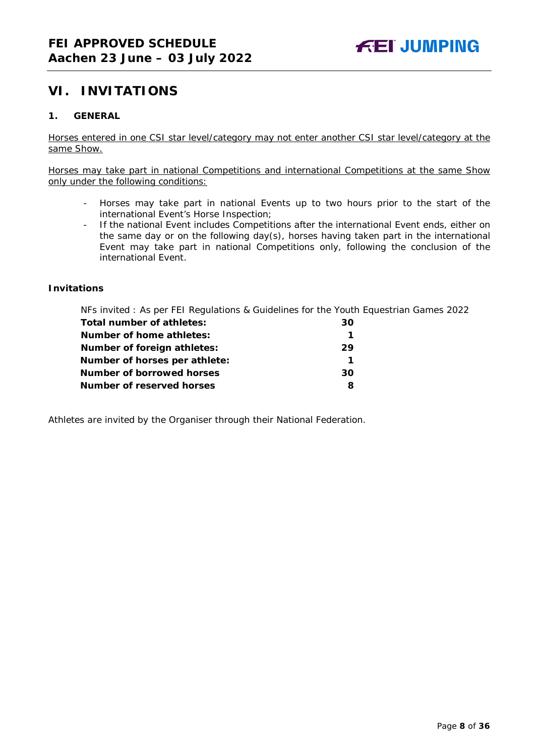# VI. INVITATIONS

## 1. GENERAL

Horses entered in one CSI star level/category may not enter another CSI star level/category at the same Show.

Horses may take part in national Competitions and international Competitions at the same Show only under the following conditions:

- Horses may take part in national Events up to two hours prior to the start of the international Event's Horse Inspection;
- If the national Event includes Competitions after the international Event ends, either on the same day or on the following day(s), horses having taken part in the international Event may take part in national Competitions only, following the conclusion of the international Event.

### Invitations

NFs invited : As per FEI Regulations & Guidelines for the Youth Equestrian Games 2022

| | |
|---|---|
| **Total number of athletes:** | **30** |
| **Number of home athletes:** | **1** |
| **Number of foreign athletes:** | **29** |
| **Number of horses per athlete:** | **1** |
| **Number of borrowed horses** | **30** |
| **Number of reserved horses** | **8** |

Athletes are invited by the Organiser through their National Federation.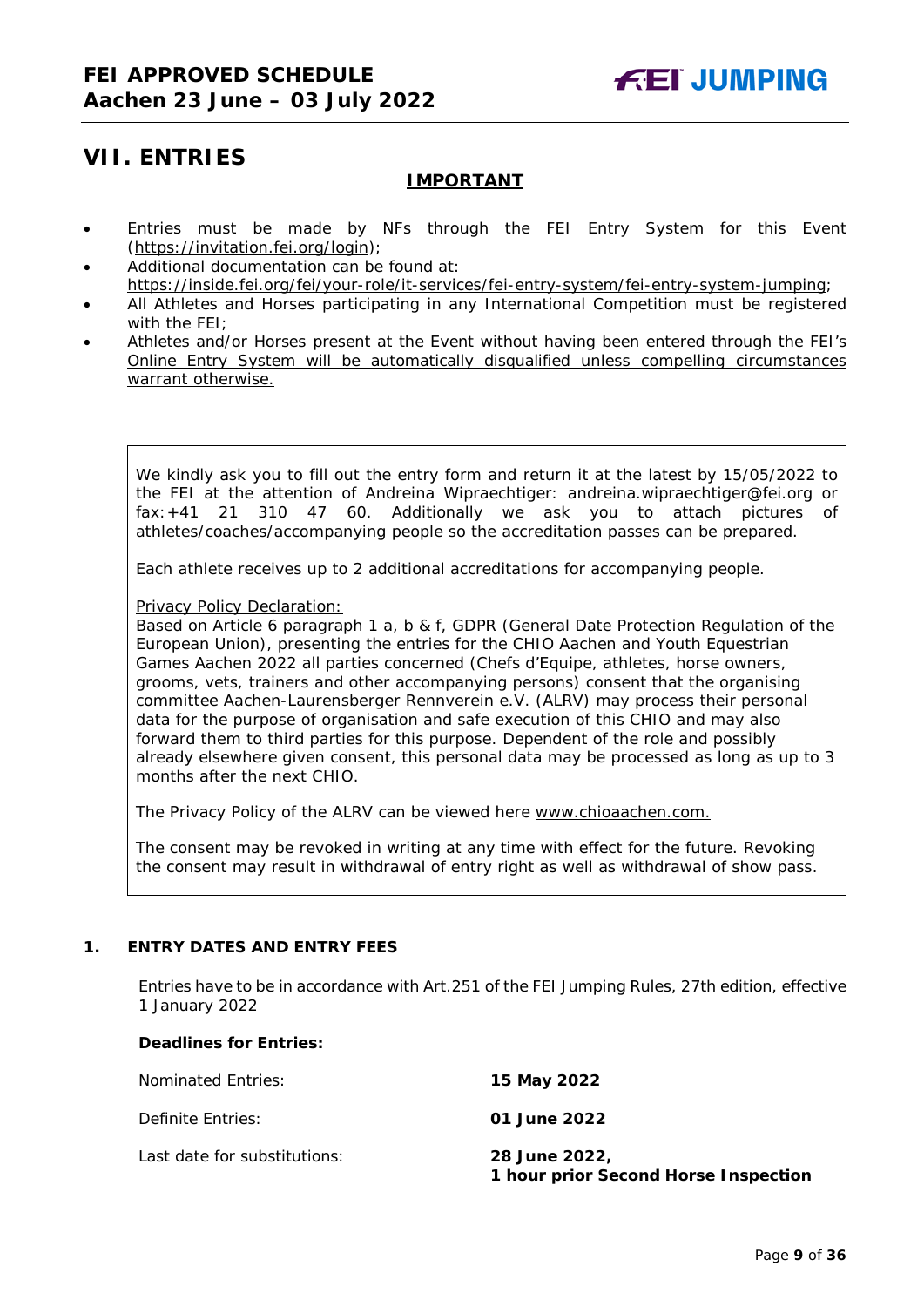# VII. ENTRIES

**IMPORTANT**

- Entries must be made by NFs through the FEI Entry System for this Event (https://invitation.fei.org/login);
- Additional documentation can be found at: https://inside.fei.org/fei/your-role/it-services/fei-entry-system/fei-entry-system-jumping;
- All Athletes and Horses participating in any International Competition must be registered with the FEI;
- Athletes and/or Horses present at the Event without having been entered through the FEI's Online Entry System will be automatically disqualified unless compelling circumstances warrant otherwise.

> We kindly ask you to fill out the entry form and return it at the latest by 15/05/2022 to the FEI at the attention of Andreina Wipraechtiger: andreina.wipraechtiger@fei.org or fax:+41 21 310 47 60. Additionally we ask you to attach pictures of athletes/coaches/accompanying people so the accreditation passes can be prepared.
>
> Each athlete receives up to 2 additional accreditations for accompanying people.
>
> Privacy Policy Declaration:
> Based on Article 6 paragraph 1 a, b & f, GDPR (General Date Protection Regulation of the European Union), presenting the entries for the CHIO Aachen and Youth Equestrian Games Aachen 2022 all parties concerned (Chefs d'Equipe, athletes, horse owners, grooms, vets, trainers and other accompanying persons) consent that the organising committee Aachen-Laurensberger Rennverein e.V. (ALRV) may process their personal data for the purpose of organisation and safe execution of this CHIO and may also forward them to third parties for this purpose. Dependent of the role and possibly already elsewhere given consent, this personal data may be processed as long as up to 3 months after the next CHIO.
>
> The Privacy Policy of the ALRV can be viewed here www.chioaachen.com.
>
> The consent may be revoked in writing at any time with effect for the future. Revoking the consent may result in withdrawal of entry right as well as withdrawal of show pass.

## 1. ENTRY DATES AND ENTRY FEES

Entries have to be in accordance with Art.251 of the FEI Jumping Rules, 27th edition, effective 1 January 2022

**Deadlines for Entries:**

| | |
|---|---|
| Nominated Entries: | **15 May 2022** |
| Definite Entries: | **01 June 2022** |
| Last date for substitutions: | **28 June 2022, 1 hour prior Second Horse Inspection** |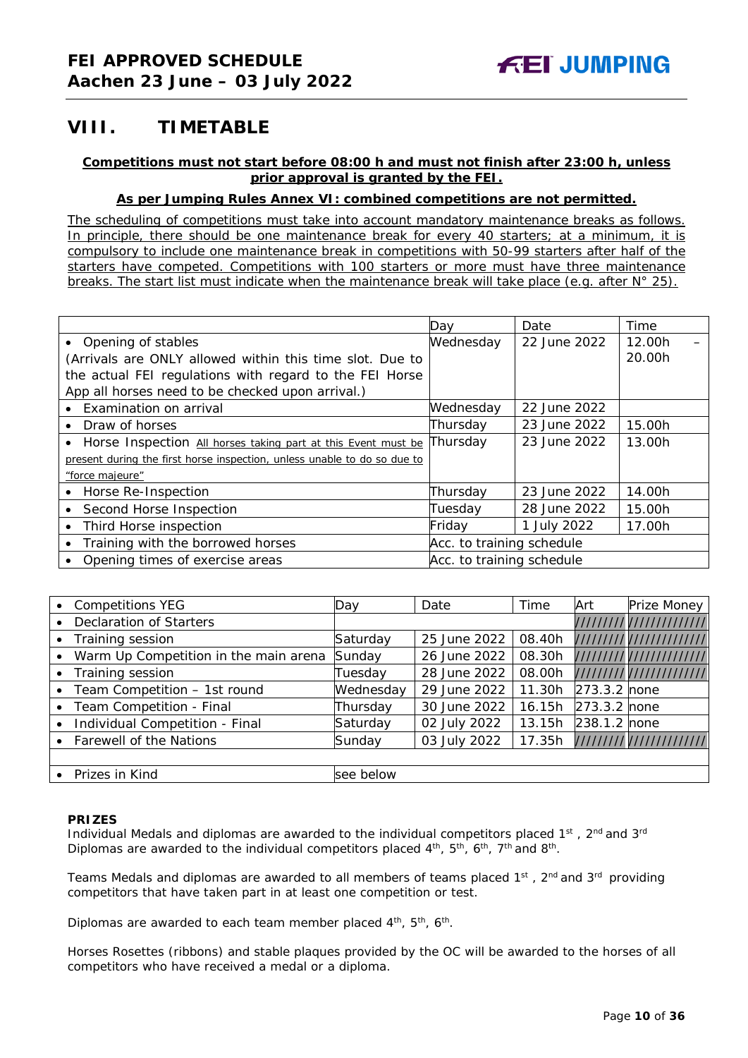## VIII. TIMETABLE

**Competitions must not start before 08:00 h and must not finish after 23:00 h, unless prior approval is granted by the FEI.**

**As per Jumping Rules Annex VI: combined competitions are not permitted.**

The scheduling of competitions must take into account mandatory maintenance breaks as follows. In principle, there should be one maintenance break for every 40 starters; at a minimum, it is compulsory to include one maintenance break in competitions with 50-99 starters after half of the starters have competed. Competitions with 100 starters or more must have three maintenance breaks. The start list must indicate when the maintenance break will take place (e.g. after N° 25).

| | Day | Date | Time |
|---|---|---|---|
| • Opening of stables (Arrivals are ONLY allowed within this time slot. Due to the actual FEI regulations with regard to the FEI Horse App all horses need to be checked upon arrival.) | Wednesday | 22 June 2022 | 12.00h – 20.00h |
| • Examination on arrival | Wednesday | 22 June 2022 | |
| • Draw of horses | Thursday | 23 June 2022 | 15.00h |
| • Horse Inspection All horses taking part at this Event must be present during the first horse inspection, unless unable to do so due to "force majeure" | Thursday | 23 June 2022 | 13.00h |
| • Horse Re-Inspection | Thursday | 23 June 2022 | 14.00h |
| • Second Horse Inspection | Tuesday | 28 June 2022 | 15.00h |
| • Third Horse inspection | Friday | 1 July 2022 | 17.00h |
| • Training with the borrowed horses | Acc. to training schedule | | |
| • Opening times of exercise areas | Acc. to training schedule | | |

| • Competitions YEG | Day | Date | Time | Art | Prize Money |
|---|---|---|---|---|---|
| • Declaration of Starters | | | | ///////// | ///////////// |
| • Training session | Saturday | 25 June 2022 | 08.40h | ///////// | ///////////// |
| • Warm Up Competition in the main arena | Sunday | 26 June 2022 | 08.30h | ///////// | ///////////// |
| • Training session | Tuesday | 28 June 2022 | 08.00h | ///////// | ///////////// |
| • Team Competition – 1st round | Wednesday | 29 June 2022 | 11.30h | 273.3.2 | none |
| • Team Competition - Final | Thursday | 30 June 2022 | 16.15h | 273.3.2 | none |
| • Individual Competition - Final | Saturday | 02 July 2022 | 13.15h | 238.1.2 | none |
| • Farewell of the Nations | Sunday | 03 July 2022 | 17.35h | ///////// | ///////////// |
| | | | | | |
| • Prizes in Kind | see below | | | | |

**PRIZES**

Individual Medals and diplomas are awarded to the individual competitors placed 1st , 2nd and 3rd
Diplomas are awarded to the individual competitors placed 4th, 5th, 6th, 7th and 8th.

Teams Medals and diplomas are awarded to all members of teams placed 1st , 2nd and 3rd providing competitors that have taken part in at least one competition or test.

Diplomas are awarded to each team member placed 4th, 5th, 6th.

Horses Rosettes (ribbons) and stable plaques provided by the OC will be awarded to the horses of all competitors who have received a medal or a diploma.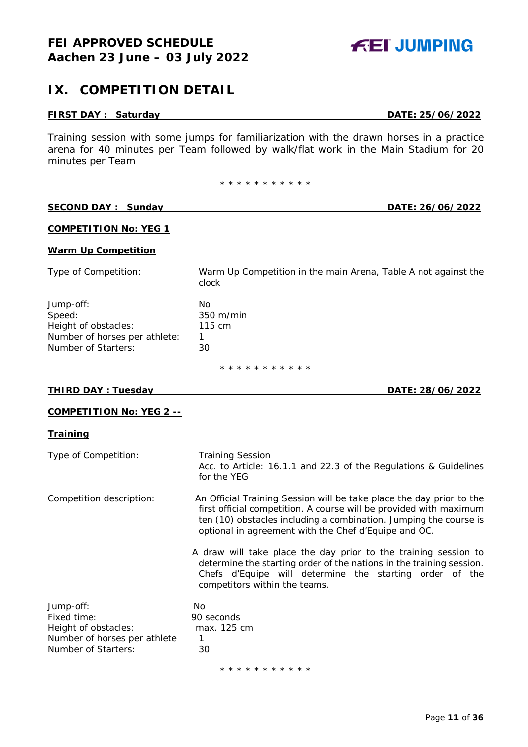## IX. COMPETITION DETAIL

**FIRST DAY : Saturday DATE: 25/06/2022**

Training session with some jumps for familiarization with the drawn horses in a practice arena for 40 minutes per Team followed by walk/flat work in the Main Stadium for 20 minutes per Team

\* \* \* \* \* \* \* \* \* \* \*

**SECOND DAY : Sunday DATE: 26/06/2022**

**COMPETITION No: YEG 1**

**Warm Up Competition**

| | |
|---|---|
| Type of Competition: | Warm Up Competition in the main Arena, Table A not against the clock |
| Jump-off: | No |
| Speed: | 350 m/min |
| Height of obstacles: | 115 cm |
| Number of horses per athlete: | 1 |
| Number of Starters: | 30 |

\* \* \* \* \* \* \* \* \* \* \*

**THIRD DAY : Tuesday DATE: 28/06/2022**

**COMPETITION No: YEG 2 --**

**Training**

| | |
|---|---|
| Type of Competition: | Training Session<br>Acc. to Article: 16.1.1 and 22.3 of the Regulations & Guidelines for the YEG |
| Competition description: | An Official Training Session will be take place the day prior to the first official competition. A course will be provided with maximum ten (10) obstacles including a combination. Jumping the course is optional in agreement with the Chef d'Equipe and OC.<br><br>A draw will take place the day prior to the training session to determine the starting order of the nations in the training session. Chefs d'Equipe will determine the starting order of the competitors within the teams. |
| Jump-off: | No |
| Fixed time: | 90 seconds |
| Height of obstacles: | max. 125 cm |
| Number of horses per athlete | 1 |
| Number of Starters: | 30 |

\* \* \* \* \* \* \* \* \* \* \*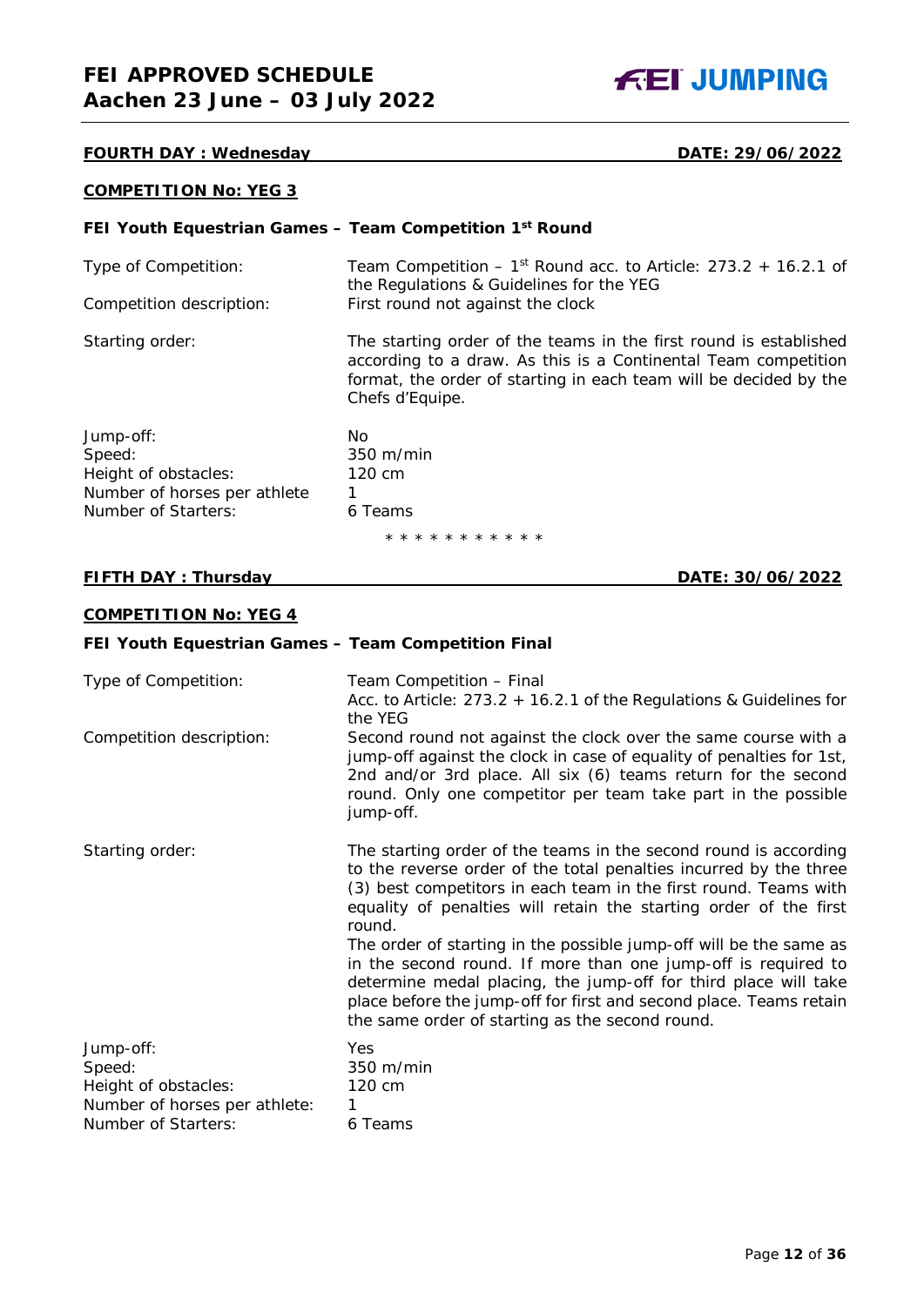**FOURTH DAY : Wednesday** **DATE: 29/06/2022**

**COMPETITION No: YEG 3**

**FEI Youth Equestrian Games – Team Competition 1st Round**

| | |
|---|---|
| Type of Competition: | Team Competition – 1st Round acc. to Article: 273.2 + 16.2.1 of the Regulations & Guidelines for the YEG |
| Competition description: | First round not against the clock |
| Starting order: | The starting order of the teams in the first round is established according to a draw. As this is a Continental Team competition format, the order of starting in each team will be decided by the Chefs d'Equipe. |
| Jump-off: | No |
| Speed: | 350 m/min |
| Height of obstacles: | 120 cm |
| Number of horses per athlete | 1 |
| Number of Starters: | 6 Teams |

* * * * * * * * * * *

**FIFTH DAY : Thursday** **DATE: 30/06/2022**

**COMPETITION No: YEG 4**

**FEI Youth Equestrian Games – Team Competition Final**

| | |
|---|---|
| Type of Competition: | Team Competition – Final<br>Acc. to Article: 273.2 + 16.2.1 of the Regulations & Guidelines for the YEG |
| Competition description: | Second round not against the clock over the same course with a jump-off against the clock in case of equality of penalties for 1st, 2nd and/or 3rd place. All six (6) teams return for the second round. Only one competitor per team take part in the possible jump-off. |
| Starting order: | The starting order of the teams in the second round is according to the reverse order of the total penalties incurred by the three (3) best competitors in each team in the first round. Teams with equality of penalties will retain the starting order of the first round.<br>The order of starting in the possible jump-off will be the same as in the second round. If more than one jump-off is required to determine medal placing, the jump-off for third place will take place before the jump-off for first and second place. Teams retain the same order of starting as the second round. |
| Jump-off: | Yes |
| Speed: | 350 m/min |
| Height of obstacles: | 120 cm |
| Number of horses per athlete: | 1 |
| Number of Starters: | 6 Teams |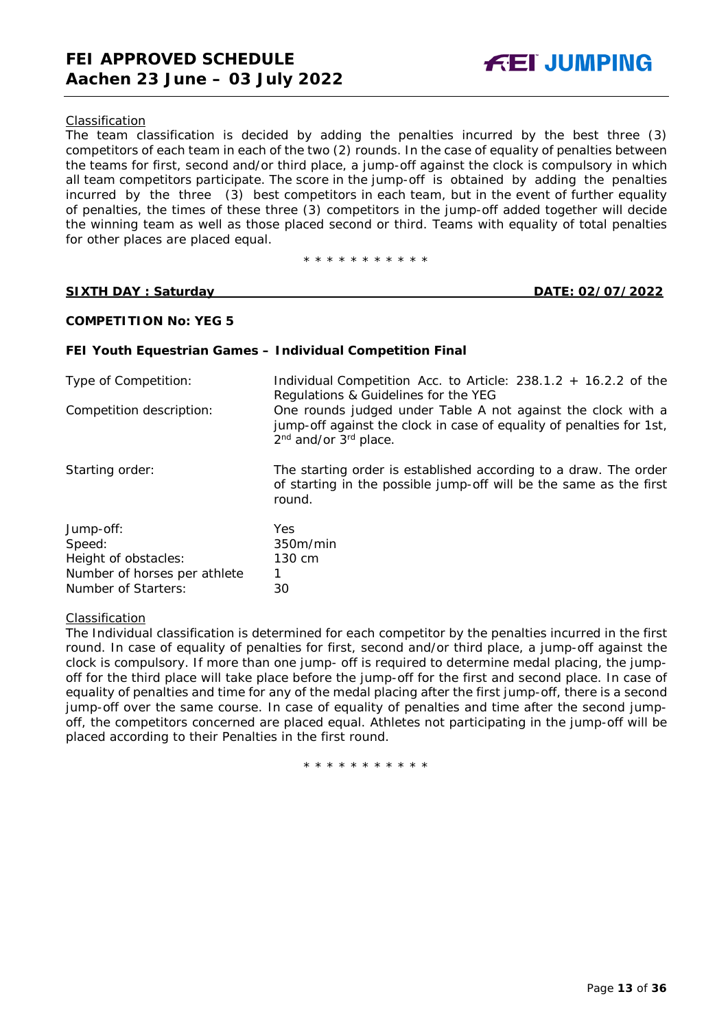<u>Classification</u>

The team classification is decided by adding the penalties incurred by the best three (3) competitors of each team in each of the two (2) rounds. In the case of equality of penalties between the teams for first, second and/or third place, a jump-off against the clock is compulsory in which all team competitors participate. The score in the jump-off is obtained by adding the penalties incurred by the three (3) best competitors in each team, but in the event of further equality of penalties, the times of these three (3) competitors in the jump-off added together will decide the winning team as well as those placed second or third. Teams with equality of total penalties for other places are placed equal.

\* \* \* \* \* \* \* \* \* \* \*

**<u>SIXTH DAY : Saturday</u>** **<u>DATE: 02/07/2022</u>**

**COMPETITION No: YEG 5**

**FEI Youth Equestrian Games – Individual Competition Final**

| | |
|---|---|
| Type of Competition: | Individual Competition Acc. to Article: 238.1.2 + 16.2.2 of the Regulations & Guidelines for the YEG |
| Competition description: | One rounds judged under Table A not against the clock with a jump-off against the clock in case of equality of penalties for 1st, 2nd and/or 3rd place. |
| Starting order: | The starting order is established according to a draw. The order of starting in the possible jump-off will be the same as the first round. |
| Jump-off: | Yes |
| Speed: | 350m/min |
| Height of obstacles: | 130 cm |
| Number of horses per athlete | 1 |
| Number of Starters: | 30 |

<u>Classification</u>

The Individual classification is determined for each competitor by the penalties incurred in the first round. In case of equality of penalties for first, second and/or third place, a jump-off against the clock is compulsory. If more than one jump- off is required to determine medal placing, the jump-off for the third place will take place before the jump-off for the first and second place. In case of equality of penalties and time for any of the medal placing after the first jump-off, there is a second jump-off over the same course. In case of equality of penalties and time after the second jump-off, the competitors concerned are placed equal. Athletes not participating in the jump-off will be placed according to their Penalties in the first round.

\* \* \* \* \* \* \* \* \* \* \*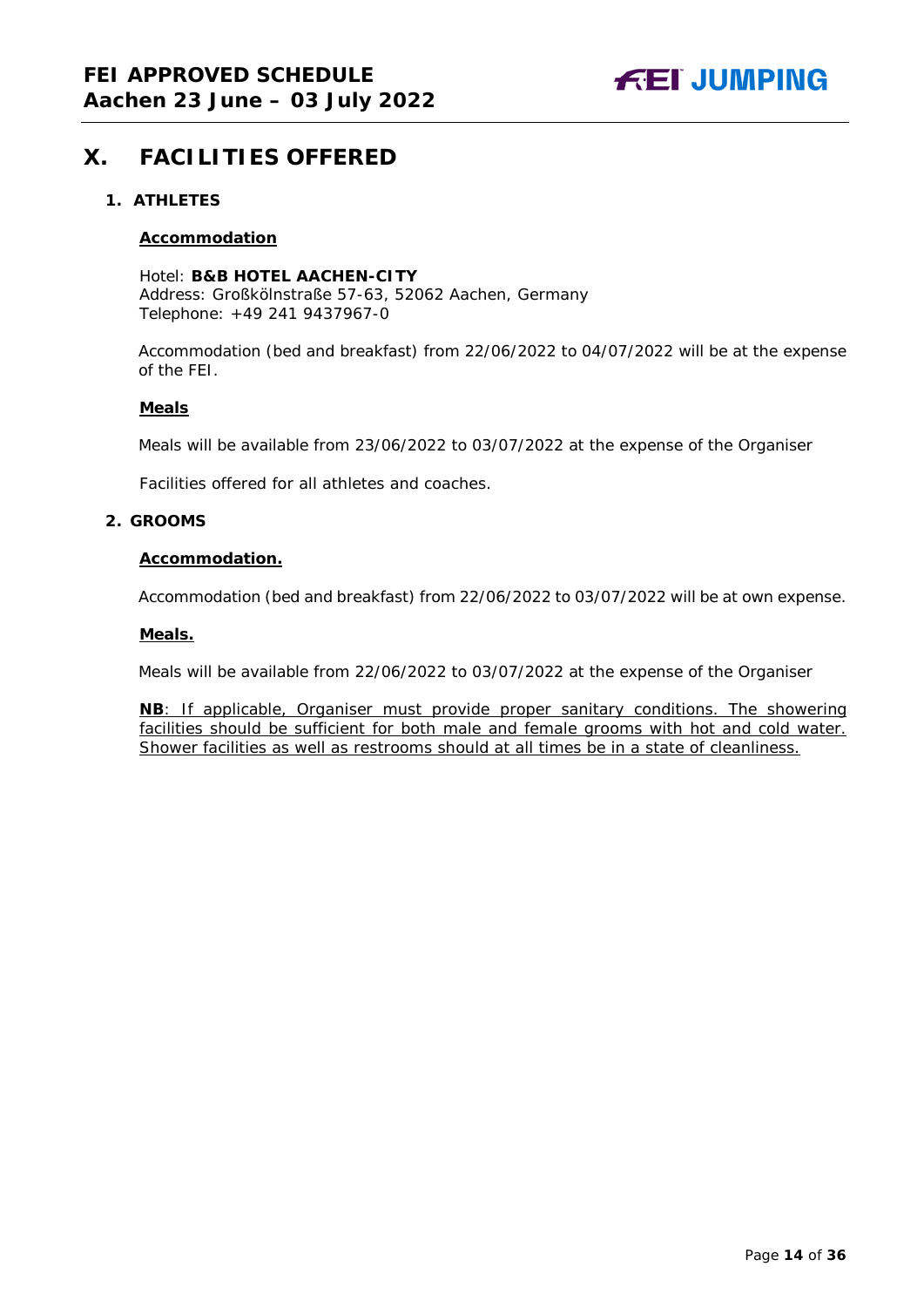# X. FACILITIES OFFERED

## 1. ATHLETES

**Accommodation**

Hotel: **B&B HOTEL AACHEN-CITY**
Address: Großkölnstraße 57-63, 52062 Aachen, Germany
Telephone: +49 241 9437967-0

Accommodation (bed and breakfast) from 22/06/2022 to 04/07/2022 will be at the expense of the FEI.

**Meals**

Meals will be available from 23/06/2022 to 03/07/2022 at the expense of the Organiser

Facilities offered for all athletes and coaches.

## 2. GROOMS

**Accommodation.**

Accommodation (bed and breakfast) from 22/06/2022 to 03/07/2022 will be at own expense.

**Meals.**

Meals will be available from 22/06/2022 to 03/07/2022 at the expense of the Organiser

**NB**: If applicable, Organiser must provide proper sanitary conditions. The showering facilities should be sufficient for both male and female grooms with hot and cold water. Shower facilities as well as restrooms should at all times be in a state of cleanliness.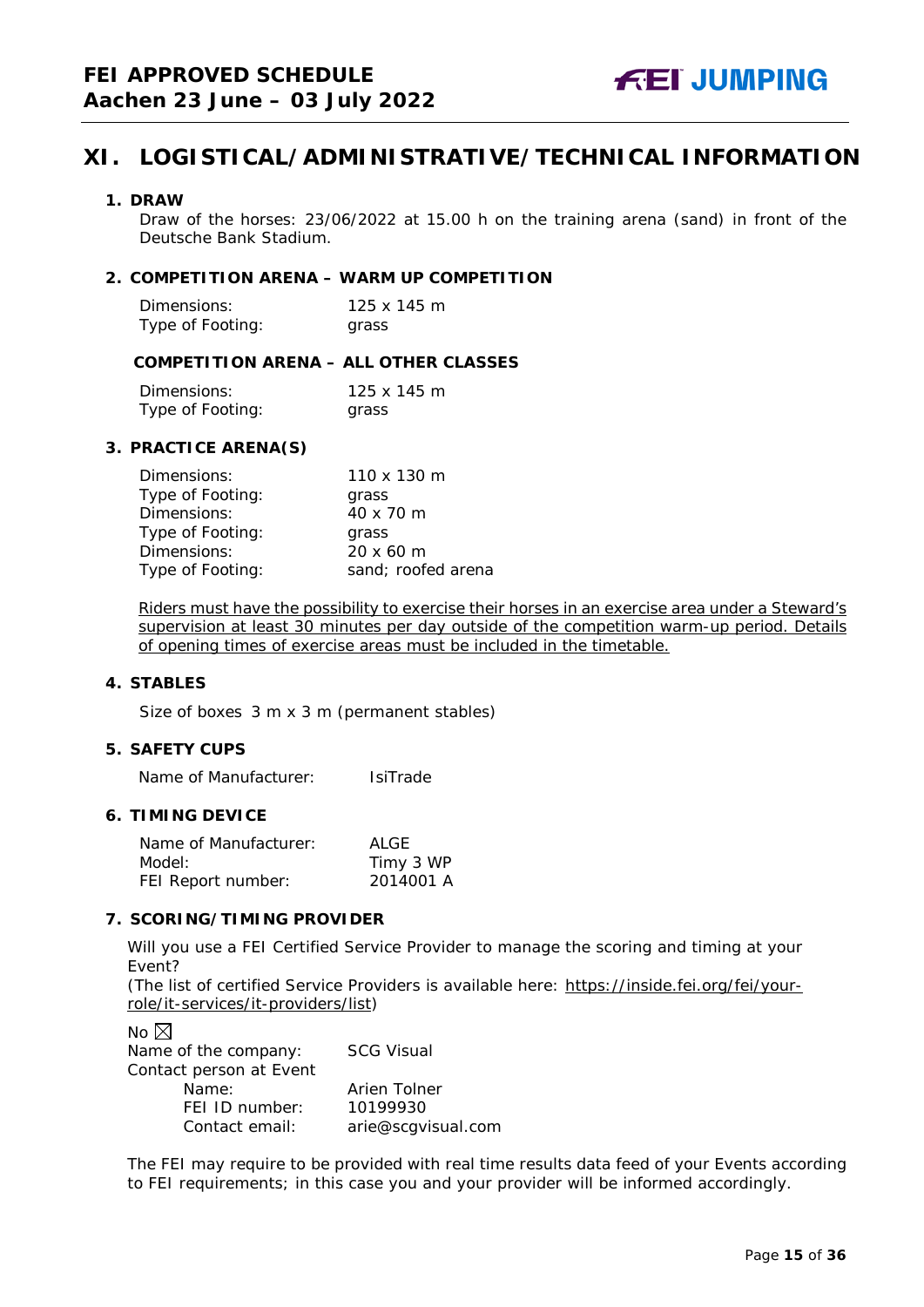# XI. LOGISTICAL/ADMINISTRATIVE/TECHNICAL INFORMATION

### 1. DRAW

Draw of the horses: 23/06/2022 at 15.00 h on the training arena (sand) in front of the Deutsche Bank Stadium.

### 2. COMPETITION ARENA – WARM UP COMPETITION

| | |
|---|---|
| Dimensions: | 125 x 145 m |
| Type of Footing: | grass |

**COMPETITION ARENA – ALL OTHER CLASSES**

| | |
|---|---|
| Dimensions: | 125 x 145 m |
| Type of Footing: | grass |

### 3. PRACTICE ARENA(S)

| | |
|---|---|
| Dimensions: | 110 x 130 m |
| Type of Footing: | grass |
| Dimensions: | 40 x 70 m |
| Type of Footing: | grass |
| Dimensions: | 20 x 60 m |
| Type of Footing: | sand; roofed arena |

Riders must have the possibility to exercise their horses in an exercise area under a Steward's supervision at least 30 minutes per day outside of the competition warm-up period. Details of opening times of exercise areas must be included in the timetable.

### 4. STABLES

Size of boxes 3 m x 3 m (permanent stables)

### 5. SAFETY CUPS

Name of Manufacturer: IsiTrade

### 6. TIMING DEVICE

| | |
|---|---|
| Name of Manufacturer: | ALGE |
| Model: | Timy 3 WP |
| FEI Report number: | 2014001 A |

### 7. SCORING/TIMING PROVIDER

Will you use a FEI Certified Service Provider to manage the scoring and timing at your Event?
(The list of certified Service Providers is available here: https://inside.fei.org/fei/your-role/it-services/it-providers/list)

No ☒

| | |
|---|---|
| Name of the company: | SCG Visual |
| Contact person at Event | |
| Name: | Arien Tolner |
| FEI ID number: | 10199930 |
| Contact email: | arie@scgvisual.com |

The FEI may require to be provided with real time results data feed of your Events according to FEI requirements; in this case you and your provider will be informed accordingly.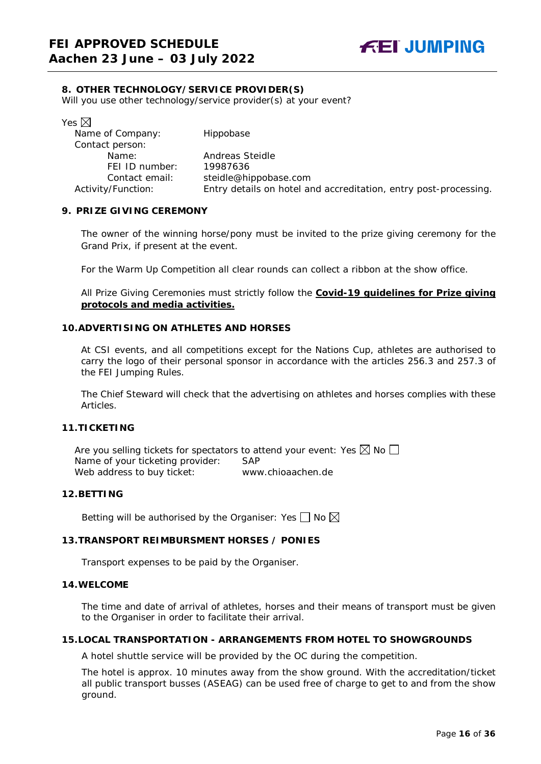## 8. OTHER TECHNOLOGY/SERVICE PROVIDER(S)

Will you use other technology/service provider(s) at your event?

Yes ☒

Name of Company: Hippobase

Contact person:

Name: Andreas Steidle

FEI ID number: 19987636

Contact email: steidle@hippobase.com

Activity/Function: Entry details on hotel and accreditation, entry post-processing.

## 9. PRIZE GIVING CEREMONY

The owner of the winning horse/pony must be invited to the prize giving ceremony for the Grand Prix, if present at the event.

For the Warm Up Competition all clear rounds can collect a ribbon at the show office.

All Prize Giving Ceremonies must strictly follow the **Covid-19 guidelines for Prize giving protocols and media activities.**

## 10. ADVERTISING ON ATHLETES AND HORSES

At CSI events, and all competitions except for the Nations Cup, athletes are authorised to carry the logo of their personal sponsor in accordance with the articles 256.3 and 257.3 of the FEI Jumping Rules.

The Chief Steward will check that the advertising on athletes and horses complies with these Articles.

## 11. TICKETING

Are you selling tickets for spectators to attend your event: Yes ☒ No ☐

Name of your ticketing provider: SAP

Web address to buy ticket: www.chioaachen.de

## 12. BETTING

Betting will be authorised by the Organiser: Yes ☐ No ☒

## 13. TRANSPORT REIMBURSMENT HORSES / PONIES

Transport expenses to be paid by the Organiser.

## 14. WELCOME

The time and date of arrival of athletes, horses and their means of transport must be given to the Organiser in order to facilitate their arrival.

## 15. LOCAL TRANSPORTATION - ARRANGEMENTS FROM HOTEL TO SHOWGROUNDS

A hotel shuttle service will be provided by the OC during the competition.

The hotel is approx. 10 minutes away from the show ground. With the accreditation/ticket all public transport busses (ASEAG) can be used free of charge to get to and from the show ground.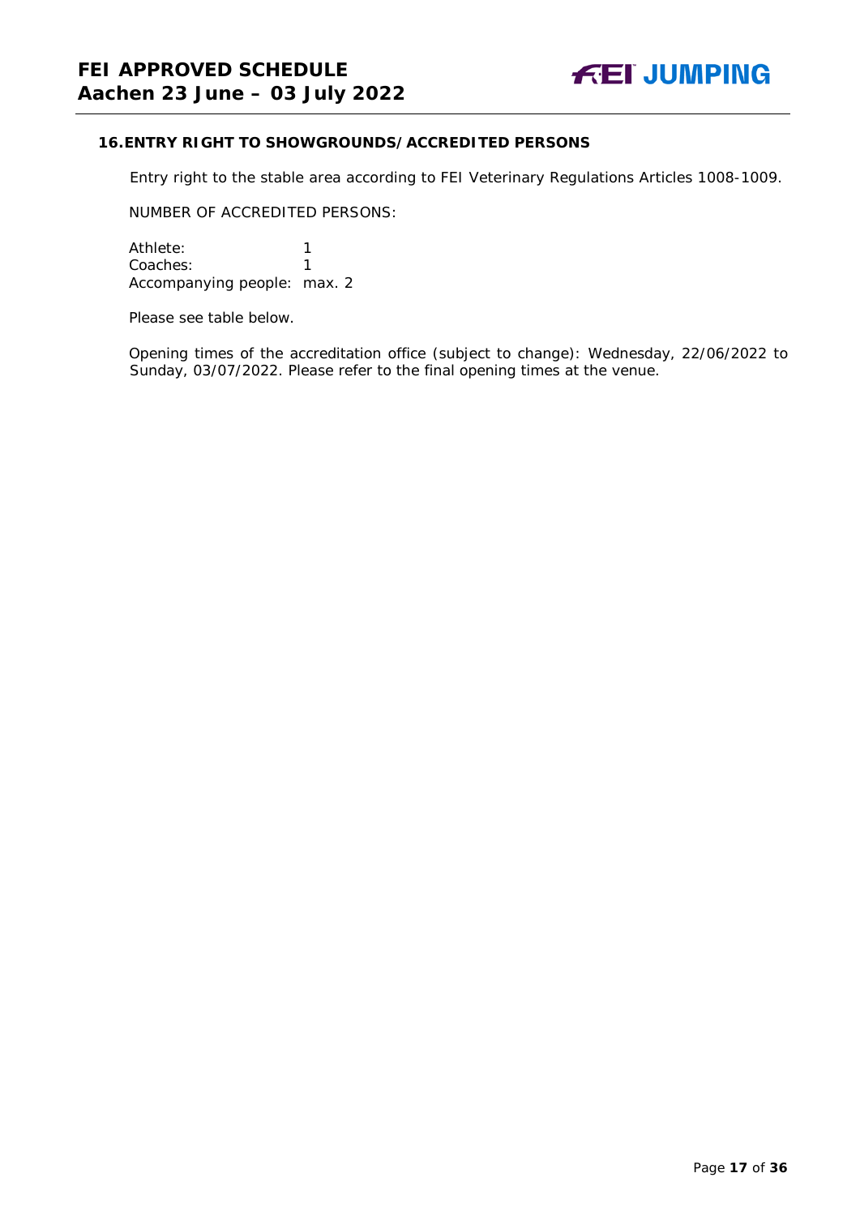## 16. ENTRY RIGHT TO SHOWGROUNDS/ACCREDITED PERSONS

Entry right to the stable area according to FEI Veterinary Regulations Articles 1008-1009.

NUMBER OF ACCREDITED PERSONS:

Athlete: 1
Coaches: 1
Accompanying people: max. 2

Please see table below.

Opening times of the accreditation office (subject to change): Wednesday, 22/06/2022 to Sunday, 03/07/2022. Please refer to the final opening times at the venue.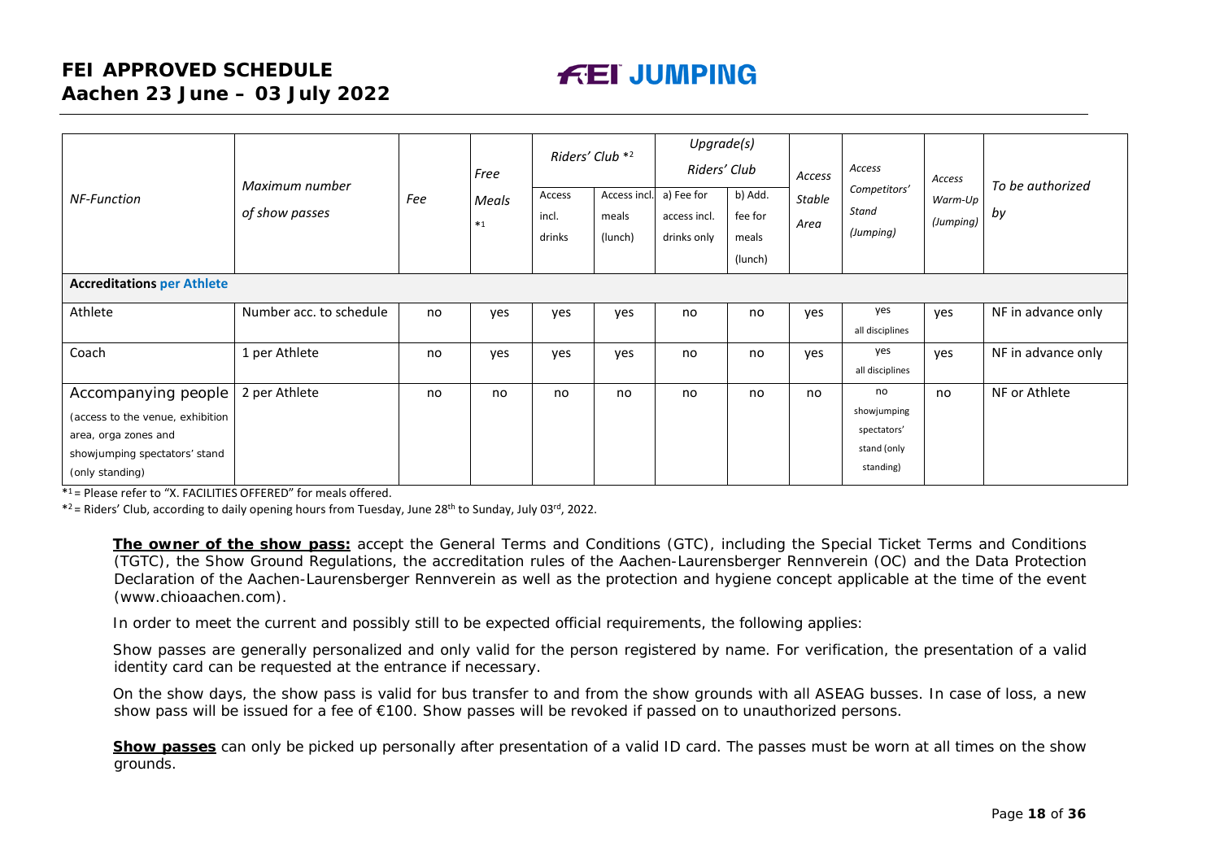| NF-Function | Maximum number of show passes | Fee | Free Meals *1 | Riders' Club *2 | | Upgrade(s) Riders' Club | | Access Stable Area | Access Competitors' Stand (Jumping) | Access Warm-Up (Jumping) | To be authorized by |
|---|---|---|---|---|---|---|---|---|---|---|---|
| | | | | Access incl. drinks | Access incl. meals (lunch) | a) Fee for access incl. drinks only | b) Add. fee for meals (lunch) | | | | |
| **Accreditations per Athlete** | | | | | | | | | | | |
| Athlete | Number acc. to schedule | no | yes | yes | yes | no | no | yes | yes all disciplines | yes | NF in advance only |
| Coach | 1 per Athlete | no | yes | yes | yes | no | no | yes | yes all disciplines | yes | NF in advance only |
| Accompanying people (access to the venue, exhibition area, orga zones and showjumping spectators' stand (only standing) | 2 per Athlete | no | no | no | no | no | no | no | no showjumping spectators' stand (only standing) | no | NF or Athlete |

*1 = Please refer to "X. FACILITIES OFFERED" for meals offered.

*2 = Riders' Club, according to daily opening hours from Tuesday, June 28th to Sunday, July 03rd, 2022.

**The owner of the show pass:** accept the General Terms and Conditions (GTC), including the Special Ticket Terms and Conditions (TGTC), the Show Ground Regulations, the accreditation rules of the Aachen-Laurensberger Rennverein (OC) and the Data Protection Declaration of the Aachen-Laurensberger Rennverein as well as the protection and hygiene concept applicable at the time of the event (www.chioaachen.com).

In order to meet the current and possibly still to be expected official requirements, the following applies:

Show passes are generally personalized and only valid for the person registered by name. For verification, the presentation of a valid identity card can be requested at the entrance if necessary.

On the show days, the show pass is valid for bus transfer to and from the show grounds with all ASEAG busses. In case of loss, a new show pass will be issued for a fee of €100. Show passes will be revoked if passed on to unauthorized persons.

**Show passes** can only be picked up personally after presentation of a valid ID card. The passes must be worn at all times on the show grounds.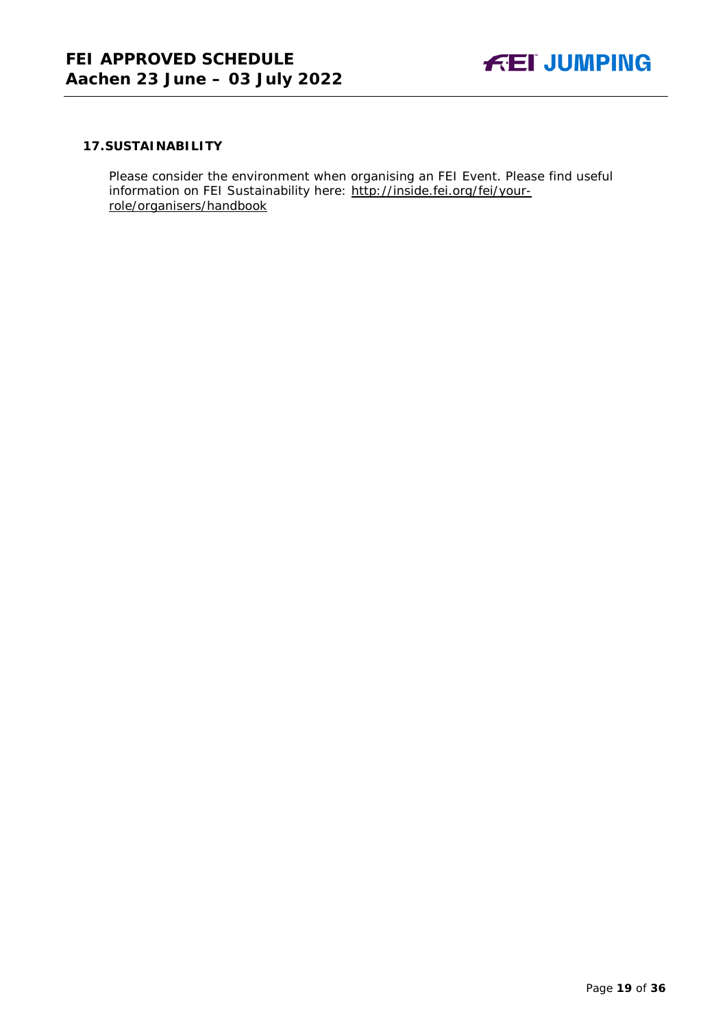## 17. SUSTAINABILITY

Please consider the environment when organising an FEI Event. Please find useful information on FEI Sustainability here: http://inside.fei.org/fei/your-role/organisers/handbook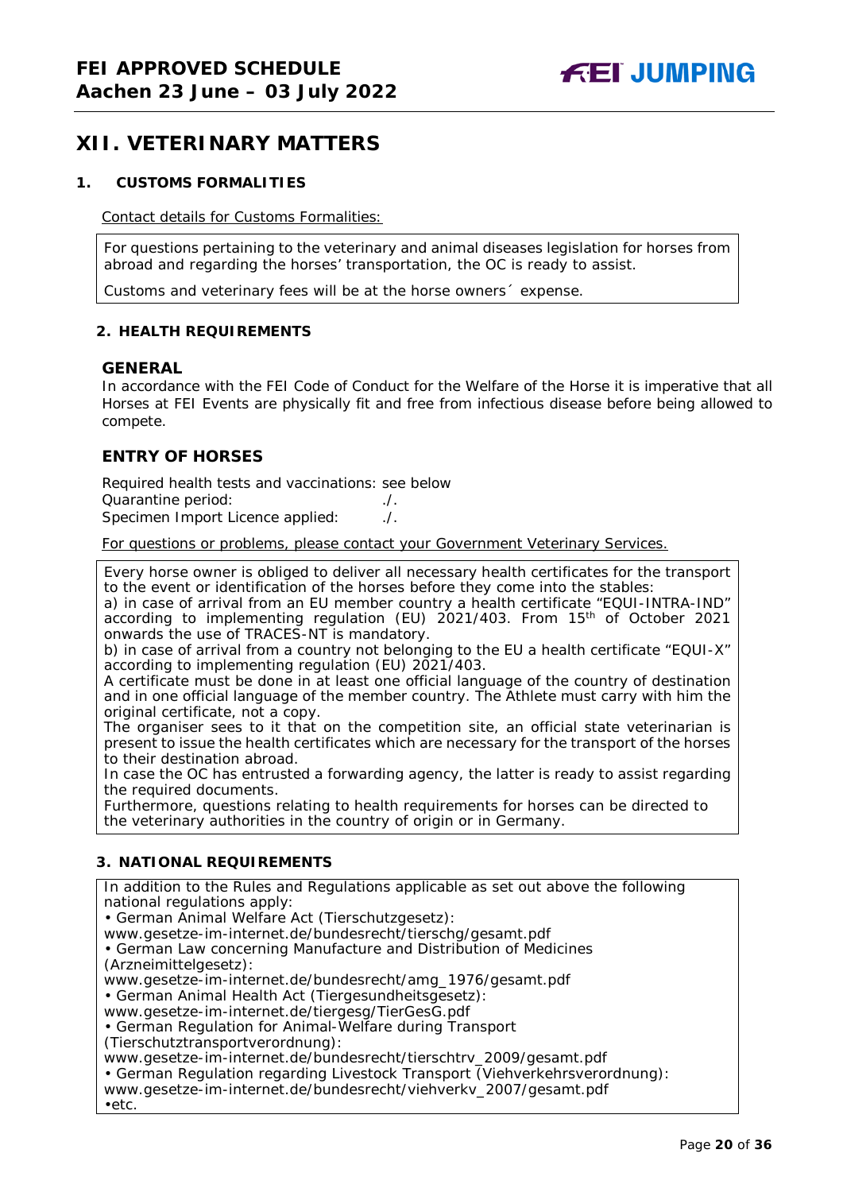# XII. VETERINARY MATTERS

## 1. CUSTOMS FORMALITIES

Contact details for Customs Formalities:

For questions pertaining to the veterinary and animal diseases legislation for horses from abroad and regarding the horses' transportation, the OC is ready to assist.

Customs and veterinary fees will be at the horse owners´ expense.

## 2. HEALTH REQUIREMENTS

### GENERAL

In accordance with the FEI Code of Conduct for the Welfare of the Horse it is imperative that all Horses at FEI Events are physically fit and free from infectious disease before being allowed to compete.

### ENTRY OF HORSES

Required health tests and vaccinations: see below
Quarantine period: ./.
Specimen Import Licence applied: ./.

For questions or problems, please contact your Government Veterinary Services.

Every horse owner is obliged to deliver all necessary health certificates for the transport to the event or identification of the horses before they come into the stables:
a) in case of arrival from an EU member country a health certificate "EQUI-INTRA-IND" according to implementing regulation (EU) 2021/403. From 15th of October 2021 onwards the use of TRACES-NT is mandatory.
b) in case of arrival from a country not belonging to the EU a health certificate "EQUI-X" according to implementing regulation (EU) 2021/403.
A certificate must be done in at least one official language of the country of destination and in one official language of the member country. The Athlete must carry with him the original certificate, not a copy.
The organiser sees to it that on the competition site, an official state veterinarian is present to issue the health certificates which are necessary for the transport of the horses to their destination abroad.
In case the OC has entrusted a forwarding agency, the latter is ready to assist regarding the required documents.
Furthermore, questions relating to health requirements for horses can be directed to the veterinary authorities in the country of origin or in Germany.

## 3. NATIONAL REQUIREMENTS

In addition to the Rules and Regulations applicable as set out above the following national regulations apply:

- German Animal Welfare Act (Tierschutzgesetz): www.gesetze-im-internet.de/bundesrecht/tierschg/gesamt.pdf
- German Law concerning Manufacture and Distribution of Medicines (Arzneimittelgesetz): www.gesetze-im-internet.de/bundesrecht/amg_1976/gesamt.pdf
- German Animal Health Act (Tiergesundheitsgesetz): www.gesetze-im-internet.de/tiergesg/TierGesG.pdf
- German Regulation for Animal-Welfare during Transport (Tierschutztransportverordnung): www.gesetze-im-internet.de/bundesrecht/tierschtrv_2009/gesamt.pdf
- German Regulation regarding Livestock Transport (Viehverkehrsverordnung): www.gesetze-im-internet.de/bundesrecht/viehverkv_2007/gesamt.pdf
- etc.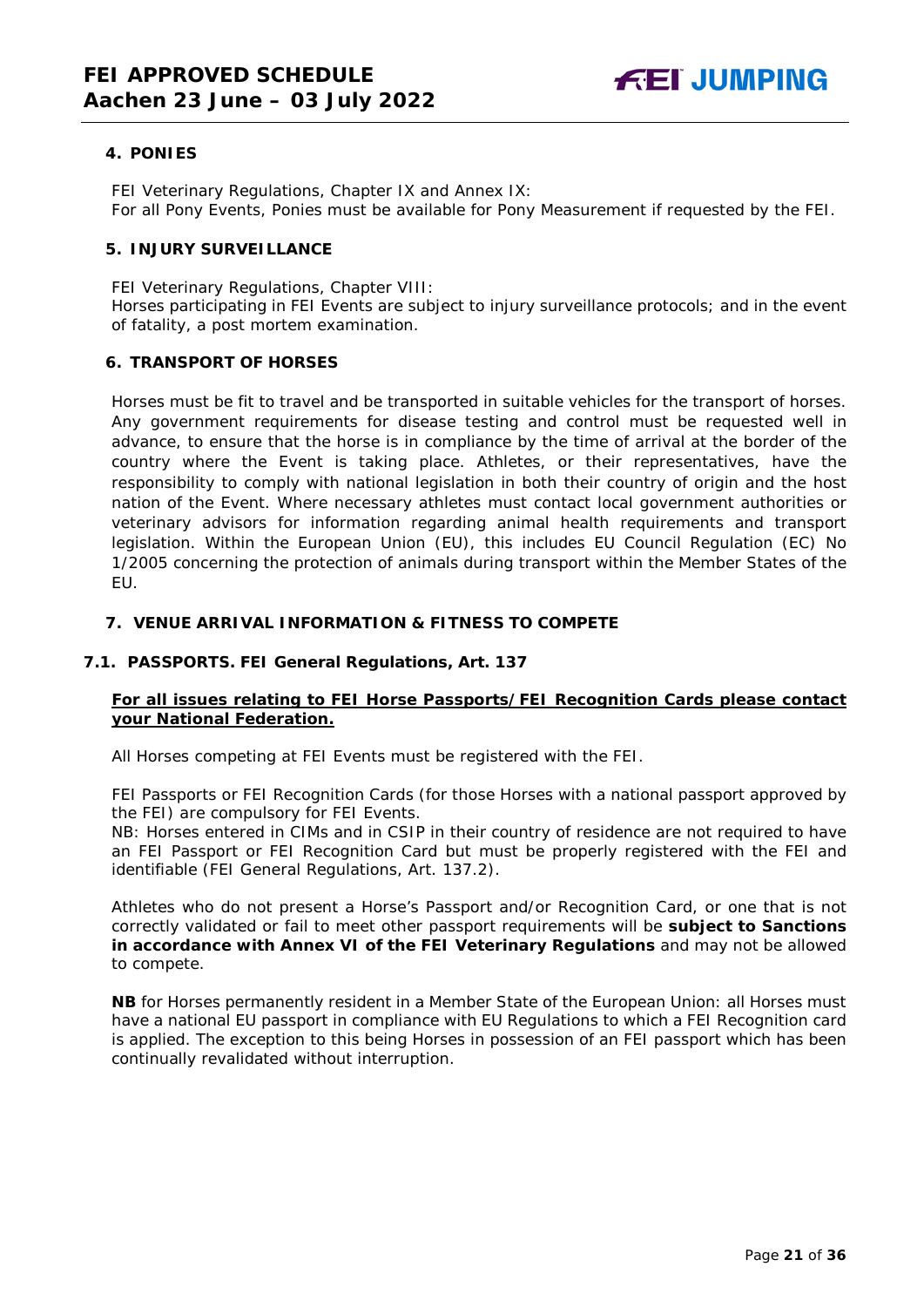## 4. PONIES

FEI Veterinary Regulations, Chapter IX and Annex IX:
For all Pony Events, Ponies must be available for Pony Measurement if requested by the FEI.

## 5. INJURY SURVEILLANCE

FEI Veterinary Regulations, Chapter VIII:
Horses participating in FEI Events are subject to injury surveillance protocols; and in the event of fatality, a post mortem examination.

## 6. TRANSPORT OF HORSES

Horses must be fit to travel and be transported in suitable vehicles for the transport of horses. Any government requirements for disease testing and control must be requested well in advance, to ensure that the horse is in compliance by the time of arrival at the border of the country where the Event is taking place. Athletes, or their representatives, have the responsibility to comply with national legislation in both their country of origin and the host nation of the Event. Where necessary athletes must contact local government authorities or veterinary advisors for information regarding animal health requirements and transport legislation. Within the European Union (EU), this includes EU Council Regulation (EC) No 1/2005 concerning the protection of animals during transport within the Member States of the EU.

## 7. VENUE ARRIVAL INFORMATION & FITNESS TO COMPETE

### 7.1. PASSPORTS. FEI General Regulations, Art. 137

**<u>For all issues relating to FEI Horse Passports/FEI Recognition Cards please contact your National Federation.</u>**

All Horses competing at FEI Events must be registered with the FEI.

FEI Passports or FEI Recognition Cards (for those Horses with a national passport approved by the FEI) are compulsory for FEI Events.
NB: Horses entered in CIMs and in CSIP in their country of residence are not required to have an FEI Passport or FEI Recognition Card but must be properly registered with the FEI and identifiable (FEI General Regulations, Art. 137.2).

Athletes who do not present a Horse's Passport and/or Recognition Card, or one that is not correctly validated or fail to meet other passport requirements will be **subject to Sanctions in accordance with Annex VI of the FEI Veterinary Regulations** and may not be allowed to compete.

**NB** for Horses permanently resident in a Member State of the European Union: all Horses must have a national EU passport in compliance with EU Regulations to which a FEI Recognition card is applied. The exception to this being Horses in possession of an FEI passport which has been continually revalidated without interruption.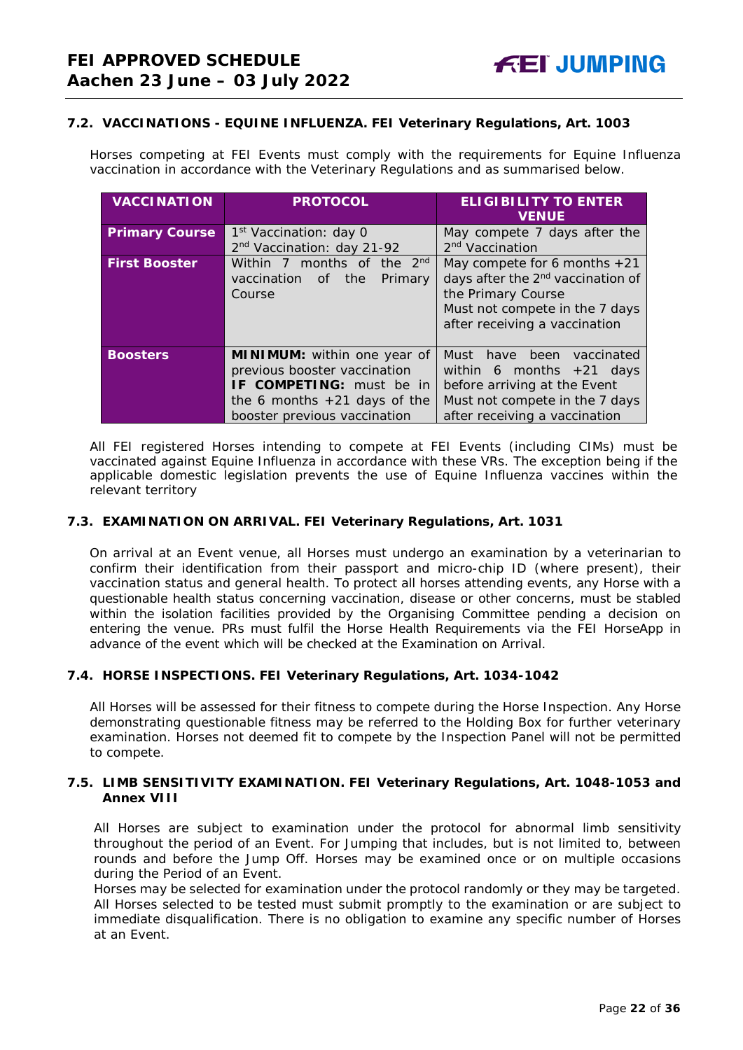### 7.2. VACCINATIONS - EQUINE INFLUENZA. FEI Veterinary Regulations, Art. 1003

Horses competing at FEI Events must comply with the requirements for Equine Influenza vaccination in accordance with the Veterinary Regulations and as summarised below.

| VACCINATION | PROTOCOL | ELIGIBILITY TO ENTER VENUE |
|---|---|---|
| **Primary Course** | 1st Vaccination: day 0<br>2nd Vaccination: day 21-92 | May compete 7 days after the 2nd Vaccination |
| **First Booster** | Within 7 months of the 2nd vaccination of the Primary Course | May compete for 6 months +21 days after the 2nd vaccination of the Primary Course<br>Must not compete in the 7 days after receiving a vaccination |
| **Boosters** | **MINIMUM:** within one year of previous booster vaccination<br>**IF COMPETING:** must be in the 6 months +21 days of the booster previous vaccination | Must have been vaccinated within 6 months +21 days before arriving at the Event<br>Must not compete in the 7 days after receiving a vaccination |

All FEI registered Horses intending to compete at FEI Events (including CIMs) must be vaccinated against Equine Influenza in accordance with these VRs. The exception being if the applicable domestic legislation prevents the use of Equine Influenza vaccines within the relevant territory

### 7.3. EXAMINATION ON ARRIVAL. FEI Veterinary Regulations, Art. 1031

On arrival at an Event venue, all Horses must undergo an examination by a veterinarian to confirm their identification from their passport and micro-chip ID (where present), their vaccination status and general health. To protect all horses attending events, any Horse with a questionable health status concerning vaccination, disease or other concerns, must be stabled within the isolation facilities provided by the Organising Committee pending a decision on entering the venue. PRs must fulfil the Horse Health Requirements via the FEI HorseApp in advance of the event which will be checked at the Examination on Arrival.

### 7.4. HORSE INSPECTIONS. FEI Veterinary Regulations, Art. 1034-1042

All Horses will be assessed for their fitness to compete during the Horse Inspection. Any Horse demonstrating questionable fitness may be referred to the Holding Box for further veterinary examination. Horses not deemed fit to compete by the Inspection Panel will not be permitted to compete.

### 7.5. LIMB SENSITIVITY EXAMINATION. FEI Veterinary Regulations, Art. 1048-1053 and Annex VIII

All Horses are subject to examination under the protocol for abnormal limb sensitivity throughout the period of an Event. For Jumping that includes, but is not limited to, between rounds and before the Jump Off. Horses may be examined once or on multiple occasions during the Period of an Event.

Horses may be selected for examination under the protocol randomly or they may be targeted. All Horses selected to be tested must submit promptly to the examination or are subject to immediate disqualification. There is no obligation to examine any specific number of Horses at an Event.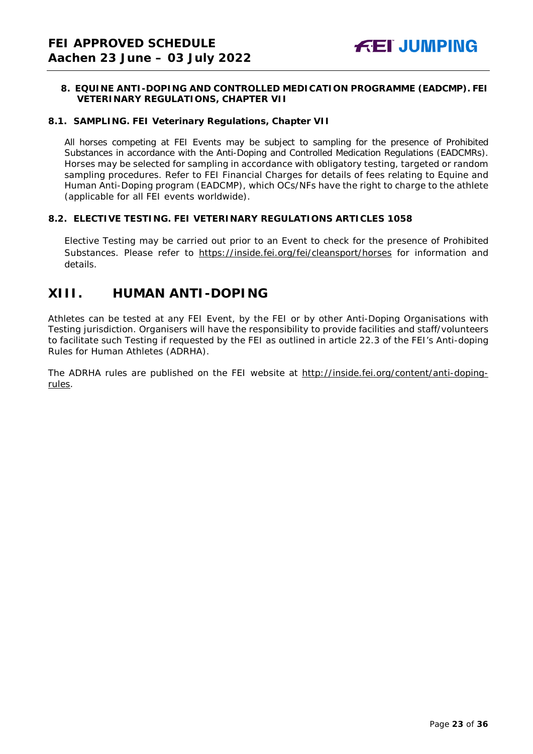### 8. EQUINE ANTI-DOPING AND CONTROLLED MEDICATION PROGRAMME (EADCMP). FEI VETERINARY REGULATIONS, CHAPTER VII

#### 8.1. SAMPLING. FEI Veterinary Regulations, Chapter VII

All horses competing at FEI Events may be subject to sampling for the presence of Prohibited Substances in accordance with the Anti-Doping and Controlled Medication Regulations (EADCMRs). Horses may be selected for sampling in accordance with obligatory testing, targeted or random sampling procedures. Refer to FEI Financial Charges for details of fees relating to Equine and Human Anti-Doping program (EADCMP), which OCs/NFs have the right to charge to the athlete (applicable for all FEI events worldwide).

#### 8.2. ELECTIVE TESTING. FEI VETERINARY REGULATIONS ARTICLES 1058

Elective Testing may be carried out prior to an Event to check for the presence of Prohibited Substances. Please refer to https://inside.fei.org/fei/cleansport/horses for information and details.

## XIII. HUMAN ANTI-DOPING

Athletes can be tested at any FEI Event, by the FEI or by other Anti-Doping Organisations with Testing jurisdiction. Organisers will have the responsibility to provide facilities and staff/volunteers to facilitate such Testing if requested by the FEI as outlined in article 22.3 of the FEI's Anti-doping Rules for Human Athletes (ADRHA).

The ADRHA rules are published on the FEI website at http://inside.fei.org/content/anti-doping-rules.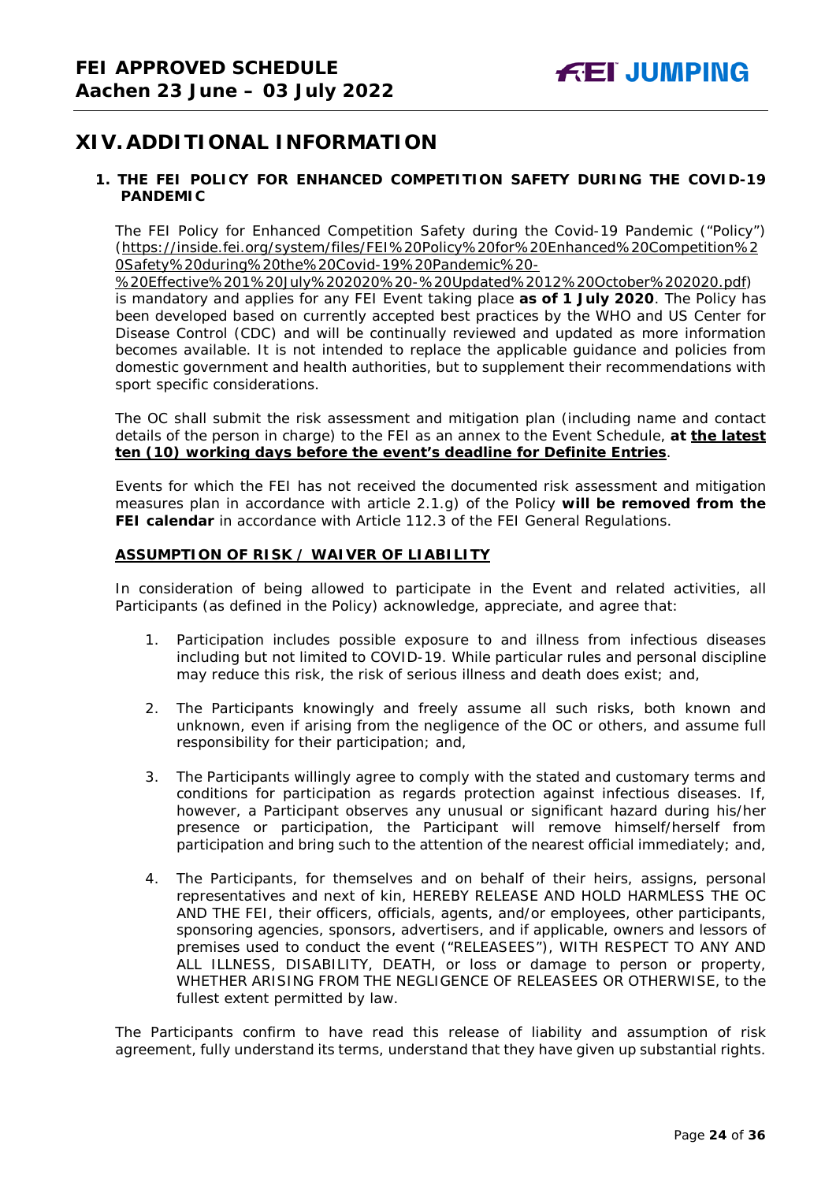## XIV. ADDITIONAL INFORMATION

### 1. THE FEI POLICY FOR ENHANCED COMPETITION SAFETY DURING THE COVID-19 PANDEMIC

The FEI Policy for Enhanced Competition Safety during the Covid-19 Pandemic ("Policy") (https://inside.fei.org/system/files/FEI%20Policy%20for%20Enhanced%20Competition%20Safety%20during%20the%20Covid-19%20Pandemic%20-%20Effective%201%20July%202020%20-%20Updated%2012%20October%202020.pdf) is mandatory and applies for any FEI Event taking place **as of 1 July 2020**. The Policy has been developed based on currently accepted best practices by the WHO and US Center for Disease Control (CDC) and will be continually reviewed and updated as more information becomes available. It is not intended to replace the applicable guidance and policies from domestic government and health authorities, but to supplement their recommendations with sport specific considerations.

The OC shall submit the risk assessment and mitigation plan (including name and contact details of the person in charge) to the FEI as an annex to the Event Schedule, **at <u>the latest ten (10) working days before the event's deadline for Definite Entries</u>**.

Events for which the FEI has not received the documented risk assessment and mitigation measures plan in accordance with article 2.1.g) of the Policy **will be removed from the FEI calendar** in accordance with Article 112.3 of the FEI General Regulations.

**<u>ASSUMPTION OF RISK / WAIVER OF LIABILITY</u>**

In consideration of being allowed to participate in the Event and related activities, all Participants (as defined in the Policy) acknowledge, appreciate, and agree that:

1. Participation includes possible exposure to and illness from infectious diseases including but not limited to COVID-19. While particular rules and personal discipline may reduce this risk, the risk of serious illness and death does exist; and,

2. The Participants knowingly and freely assume all such risks, both known and unknown, even if arising from the negligence of the OC or others, and assume full responsibility for their participation; and,

3. The Participants willingly agree to comply with the stated and customary terms and conditions for participation as regards protection against infectious diseases. If, however, a Participant observes any unusual or significant hazard during his/her presence or participation, the Participant will remove himself/herself from participation and bring such to the attention of the nearest official immediately; and,

4. The Participants, for themselves and on behalf of their heirs, assigns, personal representatives and next of kin, HEREBY RELEASE AND HOLD HARMLESS THE OC AND THE FEI, their officers, officials, agents, and/or employees, other participants, sponsoring agencies, sponsors, advertisers, and if applicable, owners and lessors of premises used to conduct the event ("RELEASEES"), WITH RESPECT TO ANY AND ALL ILLNESS, DISABILITY, DEATH, or loss or damage to person or property, WHETHER ARISING FROM THE NEGLIGENCE OF RELEASEES OR OTHERWISE, to the fullest extent permitted by law.

The Participants confirm to have read this release of liability and assumption of risk agreement, fully understand its terms, understand that they have given up substantial rights.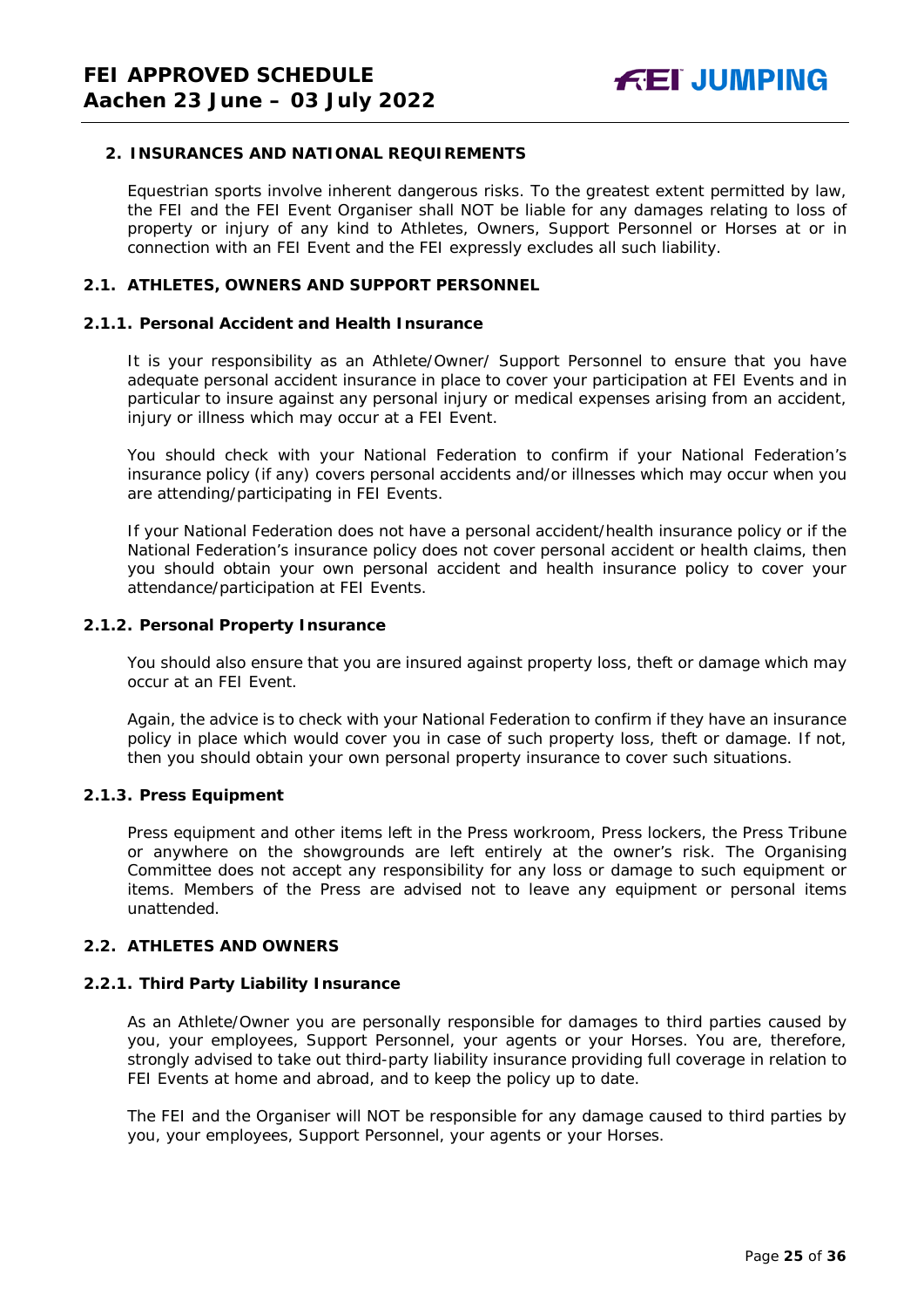## 2. INSURANCES AND NATIONAL REQUIREMENTS

Equestrian sports involve inherent dangerous risks. To the greatest extent permitted by law, the FEI and the FEI Event Organiser shall NOT be liable for any damages relating to loss of property or injury of any kind to Athletes, Owners, Support Personnel or Horses at or in connection with an FEI Event and the FEI expressly excludes all such liability.

### 2.1. ATHLETES, OWNERS AND SUPPORT PERSONNEL

#### 2.1.1. Personal Accident and Health Insurance

It is your responsibility as an Athlete/Owner/ Support Personnel to ensure that you have adequate personal accident insurance in place to cover your participation at FEI Events and in particular to insure against any personal injury or medical expenses arising from an accident, injury or illness which may occur at a FEI Event.

You should check with your National Federation to confirm if your National Federation's insurance policy (if any) covers personal accidents and/or illnesses which may occur when you are attending/participating in FEI Events.

If your National Federation does not have a personal accident/health insurance policy or if the National Federation's insurance policy does not cover personal accident or health claims, then you should obtain your own personal accident and health insurance policy to cover your attendance/participation at FEI Events.

#### 2.1.2. Personal Property Insurance

You should also ensure that you are insured against property loss, theft or damage which may occur at an FEI Event.

Again, the advice is to check with your National Federation to confirm if they have an insurance policy in place which would cover you in case of such property loss, theft or damage. If not, then you should obtain your own personal property insurance to cover such situations.

#### 2.1.3. Press Equipment

Press equipment and other items left in the Press workroom, Press lockers, the Press Tribune or anywhere on the showgrounds are left entirely at the owner's risk. The Organising Committee does not accept any responsibility for any loss or damage to such equipment or items. Members of the Press are advised not to leave any equipment or personal items unattended.

### 2.2. ATHLETES AND OWNERS

#### 2.2.1. Third Party Liability Insurance

As an Athlete/Owner you are personally responsible for damages to third parties caused by you, your employees, Support Personnel, your agents or your Horses. You are, therefore, strongly advised to take out third-party liability insurance providing full coverage in relation to FEI Events at home and abroad, and to keep the policy up to date.

The FEI and the Organiser will NOT be responsible for any damage caused to third parties by you, your employees, Support Personnel, your agents or your Horses.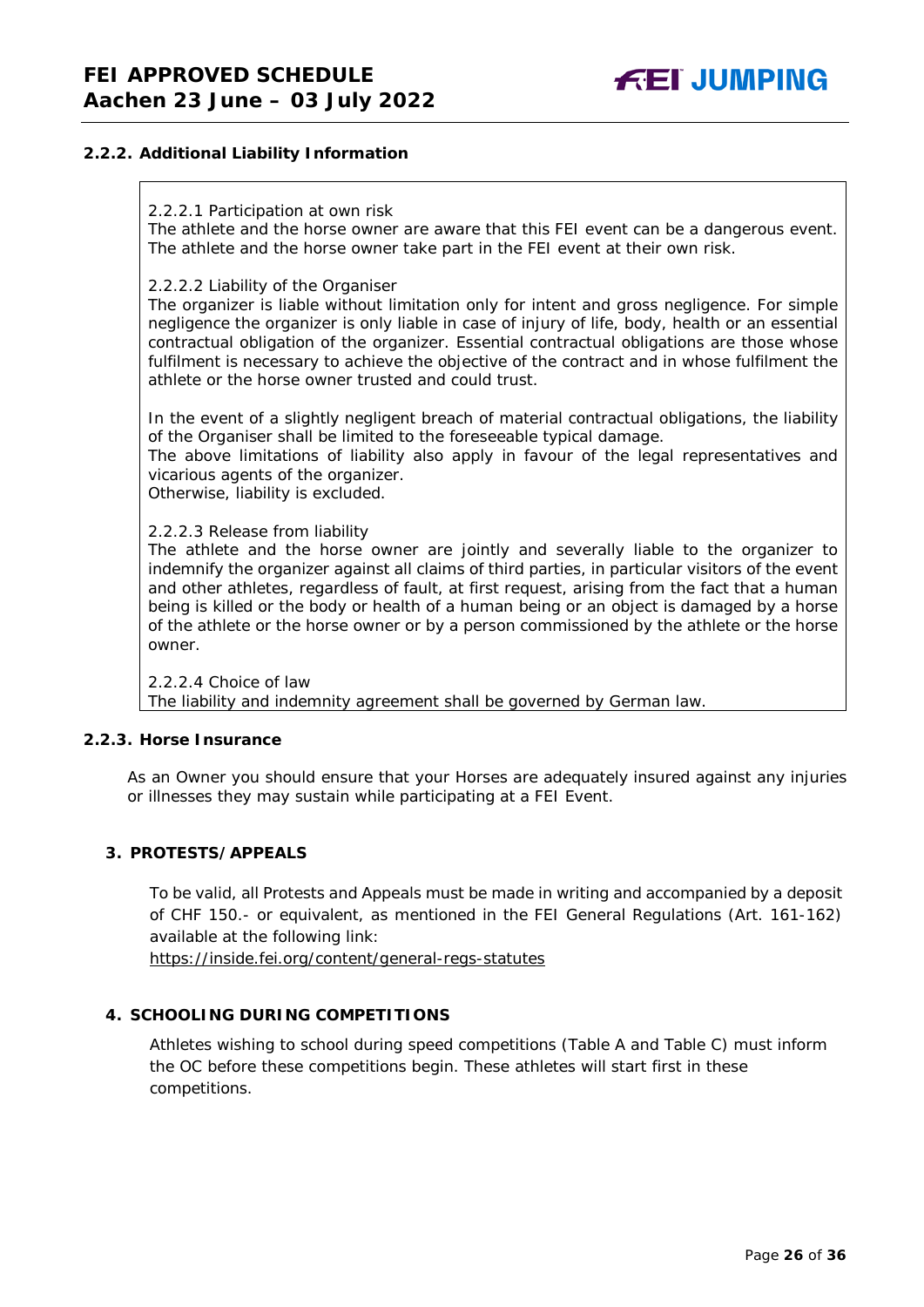### 2.2.2. Additional Liability Information

2.2.2.1 Participation at own risk
The athlete and the horse owner are aware that this FEI event can be a dangerous event. The athlete and the horse owner take part in the FEI event at their own risk.

2.2.2.2 Liability of the Organiser
The organizer is liable without limitation only for intent and gross negligence. For simple negligence the organizer is only liable in case of injury of life, body, health or an essential contractual obligation of the organizer. Essential contractual obligations are those whose fulfilment is necessary to achieve the objective of the contract and in whose fulfilment the athlete or the horse owner trusted and could trust.

In the event of a slightly negligent breach of material contractual obligations, the liability of the Organiser shall be limited to the foreseeable typical damage.
The above limitations of liability also apply in favour of the legal representatives and vicarious agents of the organizer.
Otherwise, liability is excluded.

2.2.2.3 Release from liability
The athlete and the horse owner are jointly and severally liable to the organizer to indemnify the organizer against all claims of third parties, in particular visitors of the event and other athletes, regardless of fault, at first request, arising from the fact that a human being is killed or the body or health of a human being or an object is damaged by a horse of the athlete or the horse owner or by a person commissioned by the athlete or the horse owner.

2.2.2.4 Choice of law
The liability and indemnity agreement shall be governed by German law.

### 2.2.3. Horse Insurance

As an Owner you should ensure that your Horses are adequately insured against any injuries or illnesses they may sustain while participating at a FEI Event.

## 3. PROTESTS/APPEALS

To be valid, all Protests and Appeals must be made in writing and accompanied by a deposit of CHF 150.- or equivalent, as mentioned in the FEI General Regulations (Art. 161-162) available at the following link:
https://inside.fei.org/content/general-regs-statutes

## 4. SCHOOLING DURING COMPETITIONS

Athletes wishing to school during speed competitions (Table A and Table C) must inform the OC before these competitions begin. These athletes will start first in these competitions.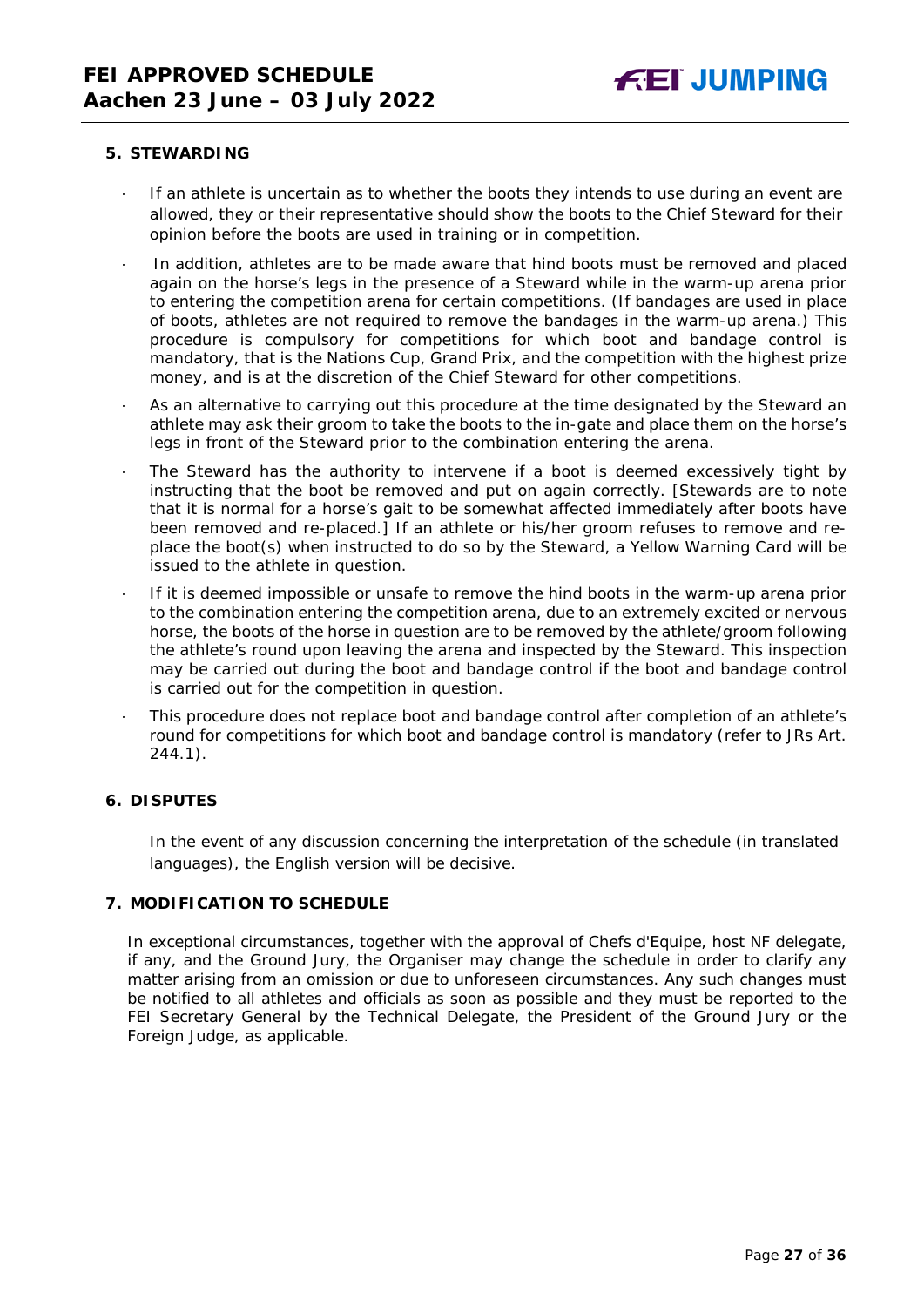## 5. STEWARDING

- If an athlete is uncertain as to whether the boots they intends to use during an event are allowed, they or their representative should show the boots to the Chief Steward for their opinion before the boots are used in training or in competition.
- In addition, athletes are to be made aware that hind boots must be removed and placed again on the horse's legs in the presence of a Steward while in the warm-up arena prior to entering the competition arena for certain competitions. (If bandages are used in place of boots, athletes are not required to remove the bandages in the warm-up arena.) This procedure is compulsory for competitions for which boot and bandage control is mandatory, that is the Nations Cup, Grand Prix, and the competition with the highest prize money, and is at the discretion of the Chief Steward for other competitions.
- As an alternative to carrying out this procedure at the time designated by the Steward an athlete may ask their groom to take the boots to the in-gate and place them on the horse's legs in front of the Steward prior to the combination entering the arena.
- The Steward has the authority to intervene if a boot is deemed excessively tight by instructing that the boot be removed and put on again correctly. [Stewards are to note that it is normal for a horse's gait to be somewhat affected immediately after boots have been removed and re-placed.] If an athlete or his/her groom refuses to remove and re-place the boot(s) when instructed to do so by the Steward, a Yellow Warning Card will be issued to the athlete in question.
- If it is deemed impossible or unsafe to remove the hind boots in the warm-up arena prior to the combination entering the competition arena, due to an extremely excited or nervous horse, the boots of the horse in question are to be removed by the athlete/groom following the athlete's round upon leaving the arena and inspected by the Steward. This inspection may be carried out during the boot and bandage control if the boot and bandage control is carried out for the competition in question.
- This procedure does not replace boot and bandage control after completion of an athlete's round for competitions for which boot and bandage control is mandatory (refer to JRs Art. 244.1).

## 6. DISPUTES

In the event of any discussion concerning the interpretation of the schedule (in translated languages), the English version will be decisive.

## 7. MODIFICATION TO SCHEDULE

In exceptional circumstances, together with the approval of Chefs d'Equipe, host NF delegate, if any, and the Ground Jury, the Organiser may change the schedule in order to clarify any matter arising from an omission or due to unforeseen circumstances. Any such changes must be notified to all athletes and officials as soon as possible and they must be reported to the FEI Secretary General by the Technical Delegate, the President of the Ground Jury or the Foreign Judge, as applicable.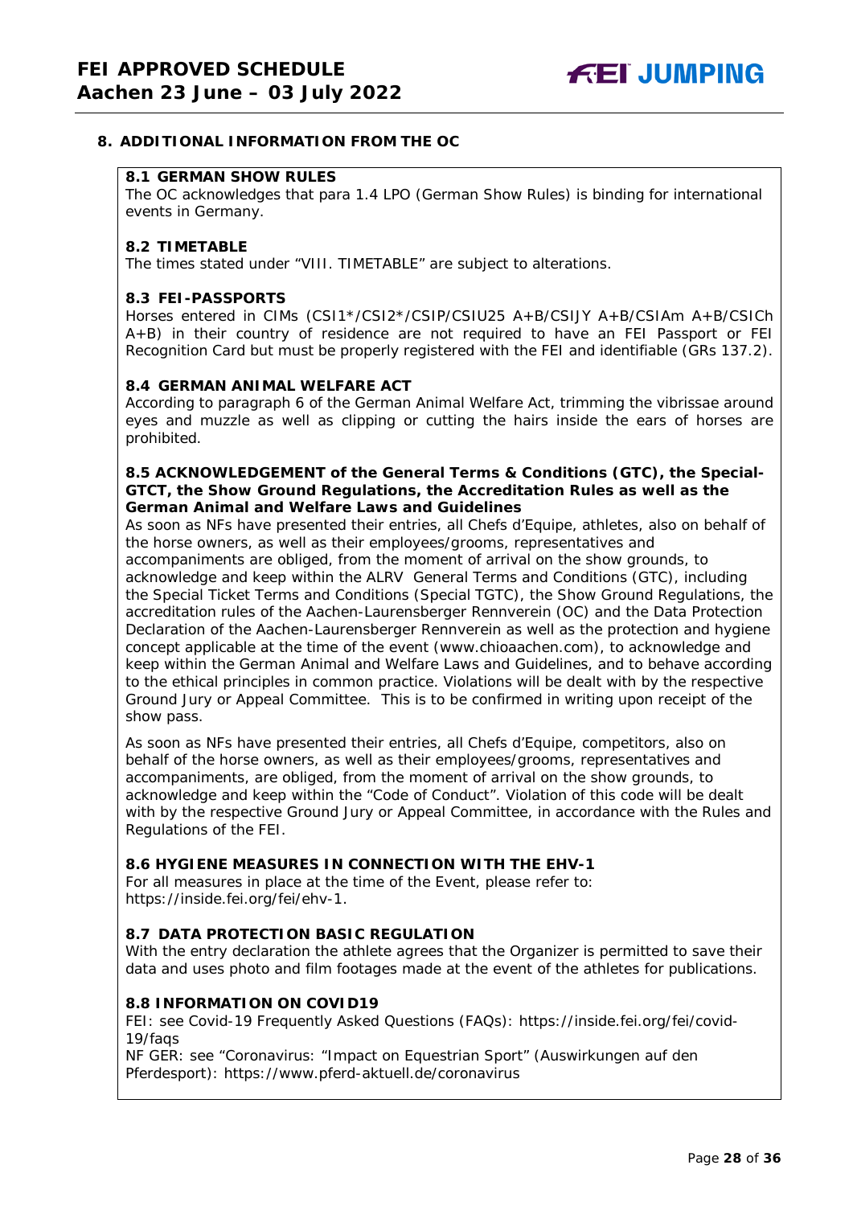## 8. ADDITIONAL INFORMATION FROM THE OC

### 8.1 GERMAN SHOW RULES

The OC acknowledges that para 1.4 LPO (German Show Rules) is binding for international events in Germany.

### 8.2 TIMETABLE

The times stated under “VIII. TIMETABLE” are subject to alterations.

### 8.3 FEI-PASSPORTS

Horses entered in CIMs (CSI1*/CSI2*/CSIP/CSIU25 A+B/CSIJY A+B/CSIAm A+B/CSICh A+B) in their country of residence are not required to have an FEI Passport or FEI Recognition Card but must be properly registered with the FEI and identifiable (GRs 137.2).

### 8.4 GERMAN ANIMAL WELFARE ACT

According to paragraph 6 of the German Animal Welfare Act, trimming the vibrissae around eyes and muzzle as well as clipping or cutting the hairs inside the ears of horses are prohibited.

### 8.5 ACKNOWLEDGEMENT of the General Terms & Conditions (GTC), the Special-GTCT, the Show Ground Regulations, the Accreditation Rules as well as the German Animal and Welfare Laws and Guidelines

As soon as NFs have presented their entries, all Chefs d’Equipe, athletes, also on behalf of the horse owners, as well as their employees/grooms, representatives and accompaniments are obliged, from the moment of arrival on the show grounds, to acknowledge and keep within the ALRV General Terms and Conditions (GTC), including the Special Ticket Terms and Conditions (Special TGTC), the Show Ground Regulations, the accreditation rules of the Aachen-Laurensberger Rennverein (OC) and the Data Protection Declaration of the Aachen-Laurensberger Rennverein as well as the protection and hygiene concept applicable at the time of the event (www.chioaachen.com), to acknowledge and keep within the German Animal and Welfare Laws and Guidelines, and to behave according to the ethical principles in common practice. Violations will be dealt with by the respective Ground Jury or Appeal Committee. This is to be confirmed in writing upon receipt of the show pass.

As soon as NFs have presented their entries, all Chefs d’Equipe, competitors, also on behalf of the horse owners, as well as their employees/grooms, representatives and accompaniments, are obliged, from the moment of arrival on the show grounds, to acknowledge and keep within the “Code of Conduct”. Violation of this code will be dealt with by the respective Ground Jury or Appeal Committee, in accordance with the Rules and Regulations of the FEI.

### 8.6 HYGIENE MEASURES IN CONNECTION WITH THE EHV-1

For all measures in place at the time of the Event, please refer to: https://inside.fei.org/fei/ehv-1.

### 8.7 DATA PROTECTION BASIC REGULATION

With the entry declaration the athlete agrees that the Organizer is permitted to save their data and uses photo and film footages made at the event of the athletes for publications.

### 8.8 INFORMATION ON COVID19

FEI: see Covid-19 Frequently Asked Questions (FAQs): https://inside.fei.org/fei/covid-19/faqs

NF GER: see “Coronavirus: “Impact on Equestrian Sport” (Auswirkungen auf den Pferdesport): https://www.pferd-aktuell.de/coronavirus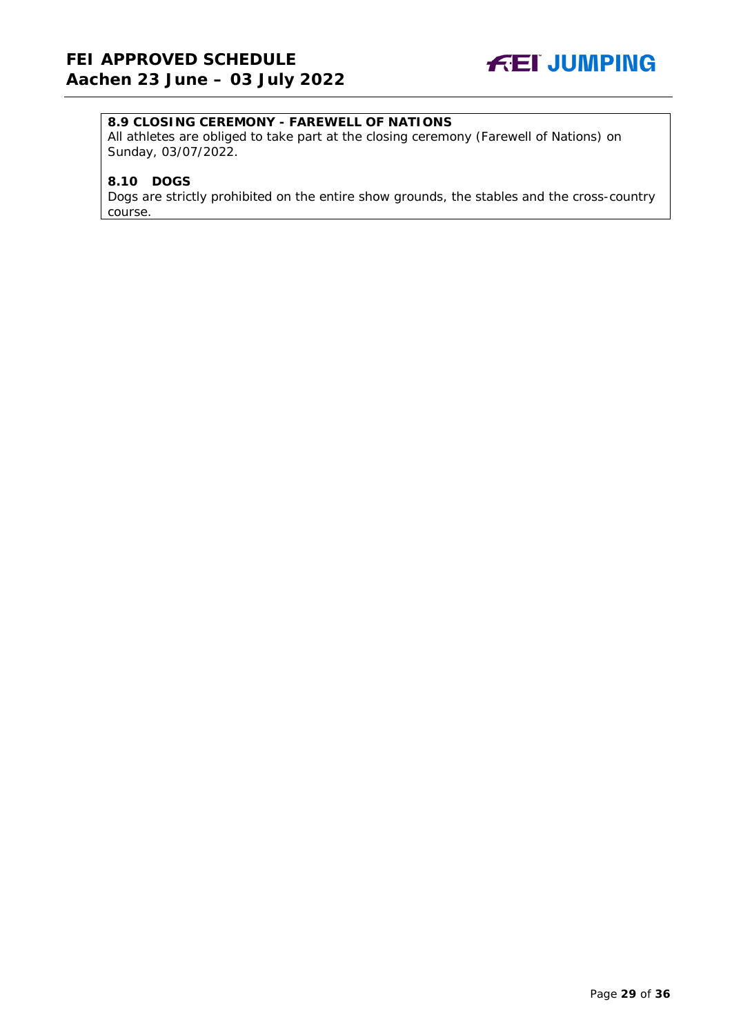### 8.9 CLOSING CEREMONY - FAREWELL OF NATIONS

All athletes are obliged to take part at the closing ceremony (Farewell of Nations) on Sunday, 03/07/2022.

### 8.10 DOGS

Dogs are strictly prohibited on the entire show grounds, the stables and the cross-country course.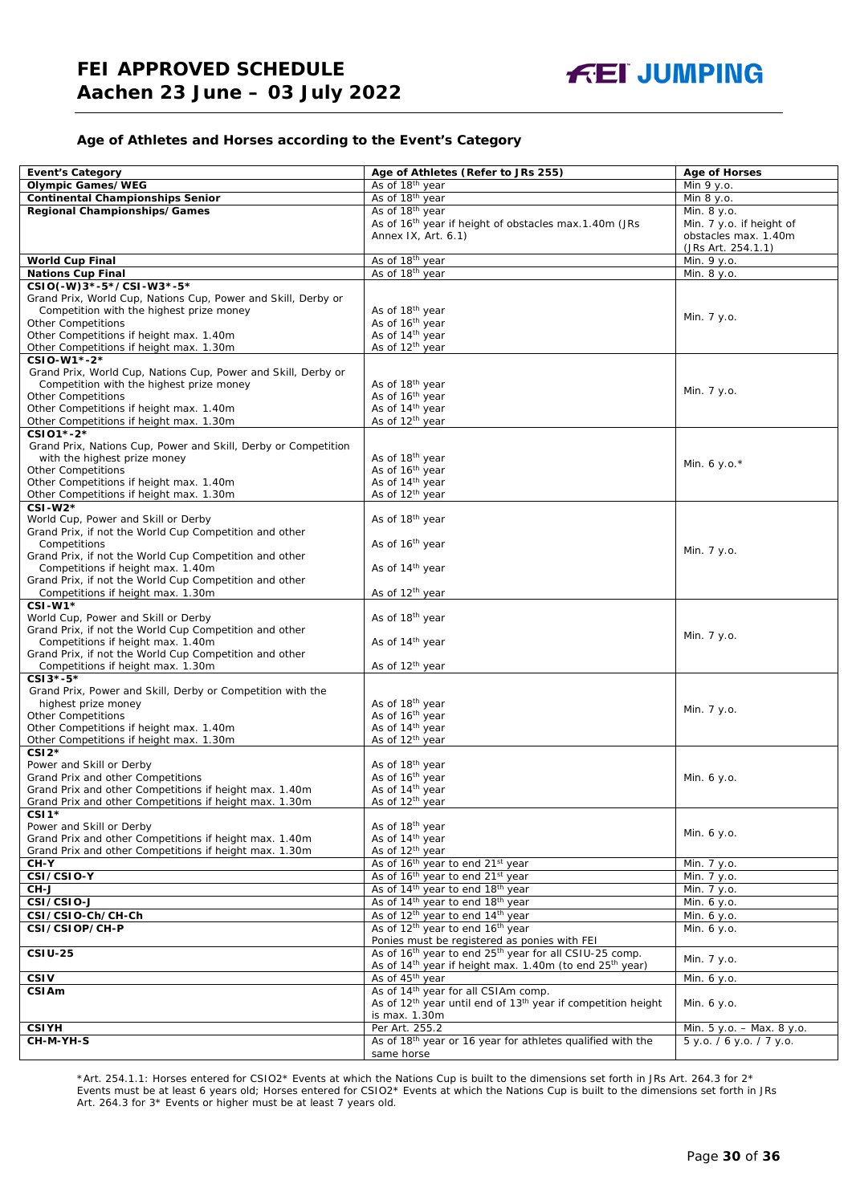### Age of Athletes and Horses according to the Event's Category

| Event's Category | Age of Athletes (Refer to JRs 255) | Age of Horses |
|---|---|---|
| **Olympic Games/WEG** | As of 18th year | Min 9 y.o. |
| **Continental Championships Senior** | As of 18th year | Min 8 y.o. |
| **Regional Championships/Games** | As of 18th year<br>As of 16th year if height of obstacles max.1.40m (JRs Annex IX, Art. 6.1) | Min. 8 y.o.<br>Min. 7 y.o. if height of obstacles max. 1.40m (JRs Art. 254.1.1) |
| **World Cup Final** | As of 18th year | Min. 9 y.o. |
| **Nations Cup Final** | As of 18th year | Min. 8 y.o. |
| **CSIO(-W)3*-5*/CSI-W3*-5***<br>Grand Prix, World Cup, Nations Cup, Power and Skill, Derby or Competition with the highest prize money<br>Other Competitions<br>Other Competitions if height max. 1.40m<br>Other Competitions if height max. 1.30m | <br>As of 18th year<br>As of 16th year<br>As of 14th year<br>As of 12th year | Min. 7 y.o. |
| **CSIO-W1*-2***<br>Grand Prix, World Cup, Nations Cup, Power and Skill, Derby or Competition with the highest prize money<br>Other Competitions<br>Other Competitions if height max. 1.40m<br>Other Competitions if height max. 1.30m | <br>As of 18th year<br>As of 16th year<br>As of 14th year<br>As of 12th year | Min. 7 y.o. |
| **CSIO1*-2***<br>Grand Prix, Nations Cup, Power and Skill, Derby or Competition with the highest prize money<br>Other Competitions<br>Other Competitions if height max. 1.40m<br>Other Competitions if height max. 1.30m | <br>As of 18th year<br>As of 16th year<br>As of 14th year<br>As of 12th year | Min. 6 y.o.* |
| **CSI-W2***<br>World Cup, Power and Skill or Derby<br>Grand Prix, if not the World Cup Competition and other Competitions<br>Grand Prix, if not the World Cup Competition and other Competitions if height max. 1.40m<br>Grand Prix, if not the World Cup Competition and other Competitions if height max. 1.30m | <br>As of 18th year<br>As of 16th year<br>As of 14th year<br>As of 12th year | Min. 7 y.o. |
| **CSI-W1***<br>World Cup, Power and Skill or Derby<br>Grand Prix, if not the World Cup Competition and other Competitions if height max. 1.40m<br>Grand Prix, if not the World Cup Competition and other Competitions if height max. 1.30m | <br>As of 18th year<br>As of 14th year<br>As of 12th year | Min. 7 y.o. |
| **CSI3*-5***<br>Grand Prix, Power and Skill, Derby or Competition with the highest prize money<br>Other Competitions<br>Other Competitions if height max. 1.40m<br>Other Competitions if height max. 1.30m | <br>As of 18th year<br>As of 16th year<br>As of 14th year<br>As of 12th year | Min. 7 y.o. |
| **CSI2***<br>Power and Skill or Derby<br>Grand Prix and other Competitions<br>Grand Prix and other Competitions if height max. 1.40m<br>Grand Prix and other Competitions if height max. 1.30m | <br>As of 18th year<br>As of 16th year<br>As of 14th year<br>As of 12th year | Min. 6 y.o. |
| **CSI1***<br>Power and Skill or Derby<br>Grand Prix and other Competitions if height max. 1.40m<br>Grand Prix and other Competitions if height max. 1.30m | <br>As of 18th year<br>As of 14th year<br>As of 12th year | Min. 6 y.o. |
| **CH-Y** | As of 16th year to end 21st year | Min. 7 y.o. |
| **CSI/CSIO-Y** | As of 16th year to end 21st year | Min. 7 y.o. |
| **CH-J** | As of 14th year to end 18th year | Min. 7 y.o. |
| **CSI/CSIO-J** | As of 14th year to end 18th year | Min. 6 y.o. |
| **CSI/CSIO-Ch/CH-Ch** | As of 12th year to end 14th year | Min. 6 y.o. |
| **CSI/CSIOP/CH-P** | As of 12th year to end 16th year<br>Ponies must be registered as ponies with FEI | Min. 6 y.o. |
| **CSIU-25** | As of 16th year to end 25th year for all CSIU-25 comp.<br>As of 14th year if height max. 1.40m (to end 25th year) | Min. 7 y.o. |
| **CSIV** | As of 45th year | Min. 6 y.o. |
| **CSIAm** | As of 14th year for all CSIAm comp.<br>As of 12th year until end of 13th year if competition height is max. 1.30m | Min. 6 y.o. |
| **CSIYH** | Per Art. 255.2 | Min. 5 y.o. – Max. 8 y.o. |
| **CH-M-YH-S** | As of 18th year or 16 year for athletes qualified with the same horse | 5 y.o. / 6 y.o. / 7 y.o. |

*Art. 254.1.1: Horses entered for CSIO2* Events at which the Nations Cup is built to the dimensions set forth in JRs Art. 264.3 for 2* Events must be at least 6 years old; Horses entered for CSIO2* Events at which the Nations Cup is built to the dimensions set forth in JRs Art. 264.3 for 3* Events or higher must be at least 7 years old.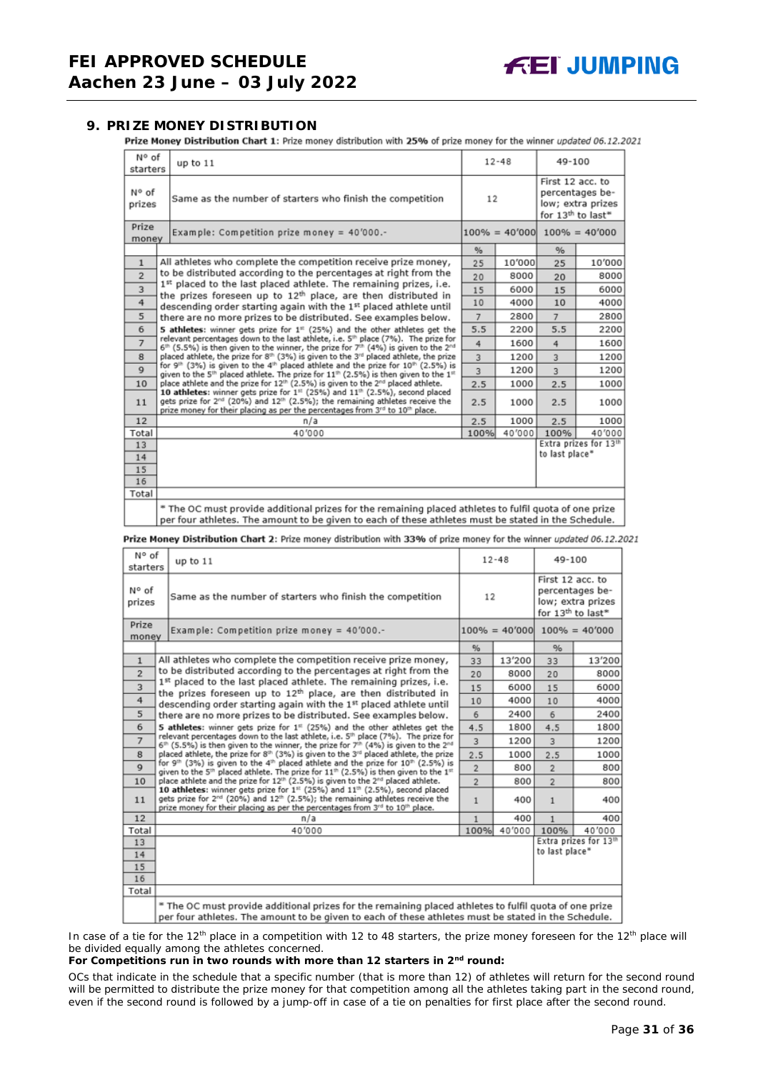## 9. PRIZE MONEY DISTRIBUTION

**Prize Money Distribution Chart 1**: Prize money distribution with **25%** of prize money for the winner *updated 06.12.2021*

| N° of starters | up to 11 | 12-48 | | 49-100 | |
|---|---|---|---|---|---|
| N° of prizes | Same as the number of starters who finish the competition | 12 | | First 12 acc. to percentages below; extra prizes for 13th to last* | |
| Prize money | Example: Competition prize money = 40'000.- | 100% = 40'000 | | 100% = 40'000 | |
| | | % | | % | |
| 1 | All athletes who complete the competition receive prize money, to be distributed according to the percentages at right from the 1st placed to the last placed athlete. The remaining prizes, i.e. the prizes foreseen up to 12th place, are then distributed in descending order starting again with the 1st placed athlete until there are no more prizes to be distributed. See examples below. **5 athletes**: winner gets prize for 1st (25%) and the other athletes get the relevant percentages down to the last athlete, i.e. 5th place (7%). The prize for 6th (5.5%) is then given to the winner, the prize for 7th (4%) is given to the 2nd placed athlete, the prize for 8th (3%) is given to the 3rd placed athlete, the prize for 9th (3%) is given to the 4th placed athlete and the prize for 10th (2.5%) is given to the 5th placed athlete. The prize for 11th (2.5%) is then given to the 1st place athlete and the prize for 12th (2.5%) is given to the 2nd placed athlete. **10 athletes**: winner gets prize for 1st (25%) and 11th (2.5%), second placed gets prize for 2nd (20%) and 12th (2.5%); the remaining athletes receive the prize money for their placing as per the percentages from 3rd to 10th place. | 25 | 10'000 | 25 | 10'000 |
| 2 | | 20 | 8000 | 20 | 8000 |
| 3 | | 15 | 6000 | 15 | 6000 |
| 4 | | 10 | 4000 | 10 | 4000 |
| 5 | | 7 | 2800 | 7 | 2800 |
| 6 | | 5.5 | 2200 | 5.5 | 2200 |
| 7 | | 4 | 1600 | 4 | 1600 |
| 8 | | 3 | 1200 | 3 | 1200 |
| 9 | | 3 | 1200 | 3 | 1200 |
| 10 | | 2.5 | 1000 | 2.5 | 1000 |
| 11 | | 2.5 | 1000 | 2.5 | 1000 |
| 12 | n/a | 2.5 | 1000 | 2.5 | 1000 |
| Total | 40'000 | 100% | 40'000 | 100% | 40'000 |
| 13 | | | | Extra prizes for 13th to last place* | |
| 14 | | | | | |
| 15 | | | | | |
| 16 | | | | | |
| Total | | | | | |
| | * The OC must provide additional prizes for the remaining placed athletes to fulfil quota of one prize per four athletes. The amount to be given to each of these athletes must be stated in the Schedule. | | | | |

**Prize Money Distribution Chart 2**: Prize money distribution with **33%** of prize money for the winner *updated 06.12.2021*

| N° of starters | up to 11 | 12-48 | | 49-100 | |
|---|---|---|---|---|---|
| N° of prizes | Same as the number of starters who finish the competition | 12 | | First 12 acc. to percentages below; extra prizes for 13th to last* | |
| Prize money | Example: Competition prize money = 40'000.- | 100% = 40'000 | | 100% = 40'000 | |
| | | % | | % | |
| 1 | All athletes who complete the competition receive prize money, to be distributed according to the percentages at right from the 1st placed to the last placed athlete. The remaining prizes, i.e. the prizes foreseen up to 12th place, are then distributed in descending order starting again with the 1st placed athlete until there are no more prizes to be distributed. See examples below. **5 athletes**: winner gets prize for 1st (25%) and the other athletes get the relevant percentages down to the last athlete, i.e. 5th place (7%). The prize for 6th (5.5%) is then given to the winner, the prize for 7th (4%) is given to the 2nd placed athlete, the prize for 8th (3%) is given to the 3rd placed athlete, the prize for 9th (3%) is given to the 4th placed athlete and the prize for 10th (2.5%) is given to the 5th placed athlete. The prize for 11th (2.5%) is then given to the 1st place athlete and the prize for 12th (2.5%) is given to the 2nd placed athlete. **10 athletes**: winner gets prize for 1st (25%) and 11th (2.5%), second placed gets prize for 2nd (20%) and 12th (2.5%); the remaining athletes receive the prize money for their placing as per the percentages from 3rd to 10th place. | 33 | 13'200 | 33 | 13'200 |
| 2 | | 20 | 8000 | 20 | 8000 |
| 3 | | 15 | 6000 | 15 | 6000 |
| 4 | | 10 | 4000 | 10 | 4000 |
| 5 | | 6 | 2400 | 6 | 2400 |
| 6 | | 4.5 | 1800 | 4.5 | 1800 |
| 7 | | 3 | 1200 | 3 | 1200 |
| 8 | | 2.5 | 1000 | 2.5 | 1000 |
| 9 | | 2 | 800 | 2 | 800 |
| 10 | | 2 | 800 | 2 | 800 |
| 11 | | 1 | 400 | 1 | 400 |
| 12 | n/a | 1 | 400 | 1 | 400 |
| Total | 40'000 | 100% | 40'000 | 100% | 40'000 |
| 13 | | | | Extra prizes for 13th to last place* | |
| 14 | | | | | |
| 15 | | | | | |
| 16 | | | | | |
| Total | | | | | |
| | * The OC must provide additional prizes for the remaining placed athletes to fulfil quota of one prize per four athletes. The amount to be given to each of these athletes must be stated in the Schedule. | | | | |

In case of a tie for the 12th place in a competition with 12 to 48 starters, the prize money foreseen for the 12th place will be divided equally among the athletes concerned.

**For Competitions run in two rounds with more than 12 starters in 2nd round:**

OCs that indicate in the schedule that a specific number (that is more than 12) of athletes will return for the second round will be permitted to distribute the prize money for that competition among all the athletes taking part in the second round, even if the second round is followed by a jump-off in case of a tie on penalties for first place after the second round.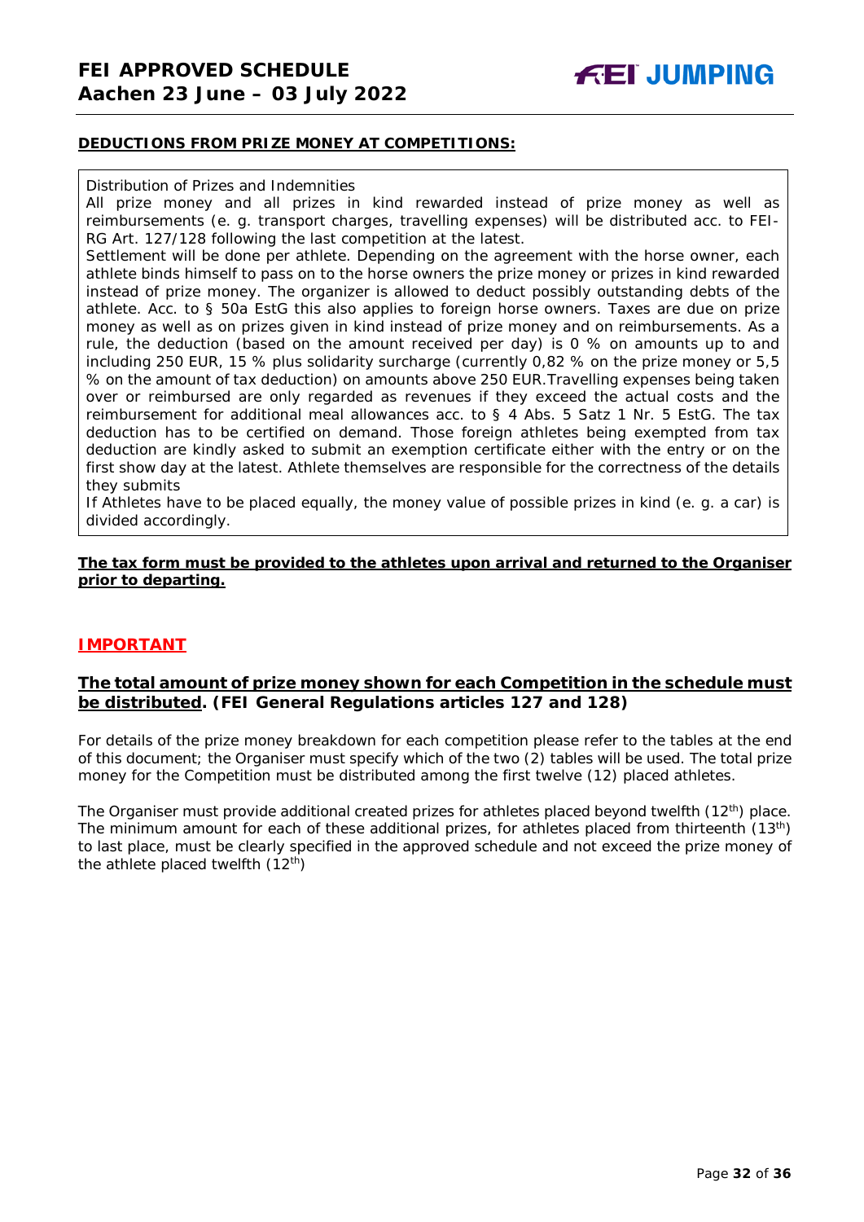**DEDUCTIONS FROM PRIZE MONEY AT COMPETITIONS:**

Distribution of Prizes and Indemnities
All prize money and all prizes in kind rewarded instead of prize money as well as reimbursements (e. g. transport charges, travelling expenses) will be distributed acc. to FEI-RG Art. 127/128 following the last competition at the latest.
Settlement will be done per athlete. Depending on the agreement with the horse owner, each athlete binds himself to pass on to the horse owners the prize money or prizes in kind rewarded instead of prize money. The organizer is allowed to deduct possibly outstanding debts of the athlete. Acc. to § 50a EstG this also applies to foreign horse owners. Taxes are due on prize money as well as on prizes given in kind instead of prize money and on reimbursements. As a rule, the deduction (based on the amount received per day) is 0 % on amounts up to and including 250 EUR, 15 % plus solidarity surcharge (currently 0,82 % on the prize money or 5,5 % on the amount of tax deduction) on amounts above 250 EUR.Travelling expenses being taken over or reimbursed are only regarded as revenues if they exceed the actual costs and the reimbursement for additional meal allowances acc. to § 4 Abs. 5 Satz 1 Nr. 5 EstG. The tax deduction has to be certified on demand. Those foreign athletes being exempted from tax deduction are kindly asked to submit an exemption certificate either with the entry or on the first show day at the latest. Athlete themselves are responsible for the correctness of the details they submits
If Athletes have to be placed equally, the money value of possible prizes in kind (e. g. a car) is divided accordingly.

**The tax form must be provided to the athletes upon arrival and returned to the Organiser prior to departing.**

## IMPORTANT

**The total amount of prize money shown for each Competition in the schedule must be distributed. (FEI General Regulations articles 127 and 128)**

For details of the prize money breakdown for each competition please refer to the tables at the end of this document; the Organiser must specify which of the two (2) tables will be used. The total prize money for the Competition must be distributed among the first twelve (12) placed athletes.

The Organiser must provide additional created prizes for athletes placed beyond twelfth (12th) place. The minimum amount for each of these additional prizes, for athletes placed from thirteenth (13th) to last place, must be clearly specified in the approved schedule and not exceed the prize money of the athlete placed twelfth (12th)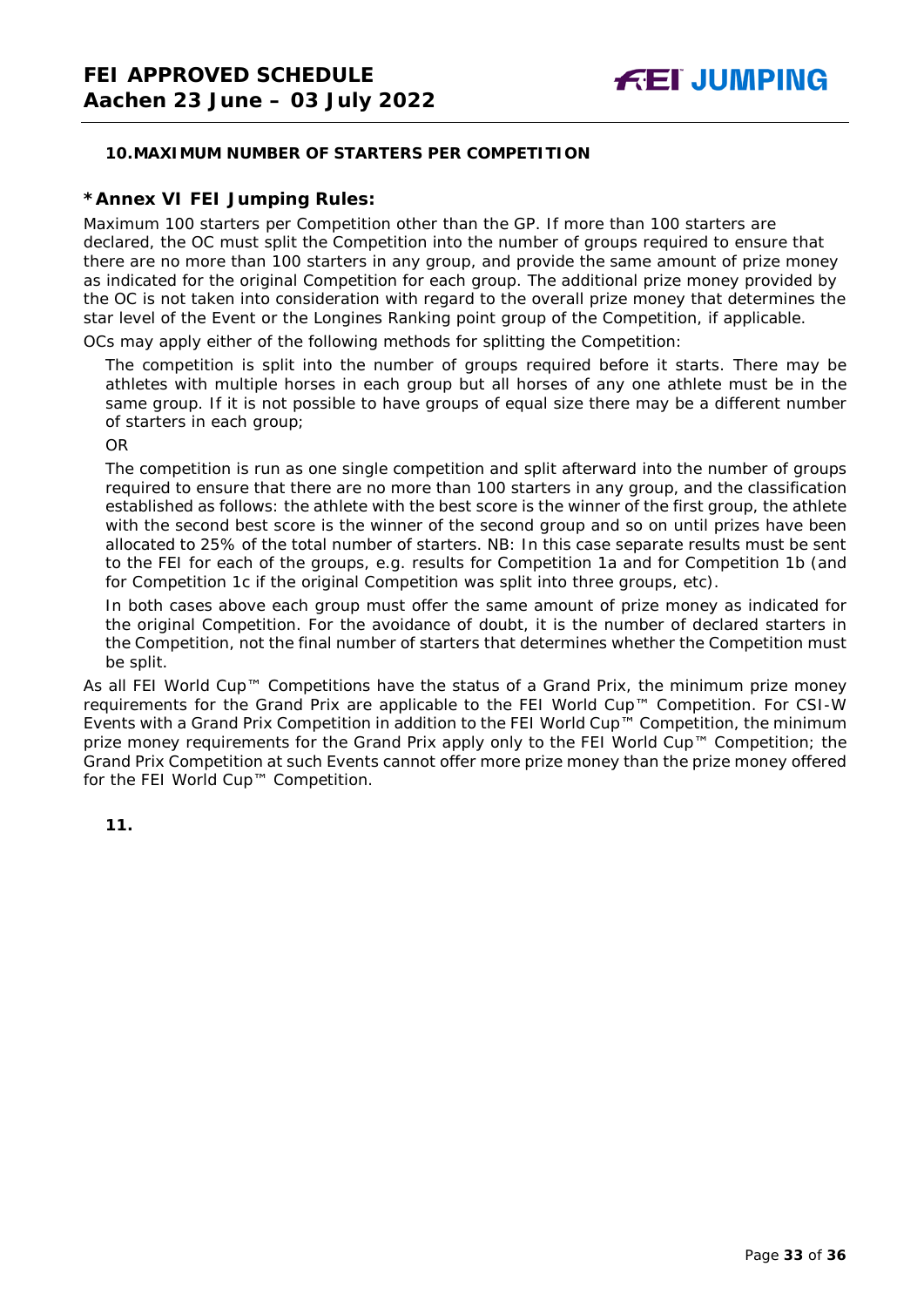## 10. MAXIMUM NUMBER OF STARTERS PER COMPETITION

### *Annex VI FEI Jumping Rules:

Maximum 100 starters per Competition other than the GP. If more than 100 starters are declared, the OC must split the Competition into the number of groups required to ensure that there are no more than 100 starters in any group, and provide the same amount of prize money as indicated for the original Competition for each group. The additional prize money provided by the OC is not taken into consideration with regard to the overall prize money that determines the star level of the Event or the Longines Ranking point group of the Competition, if applicable.

OCs may apply either of the following methods for splitting the Competition:

The competition is split into the number of groups required before it starts. There may be athletes with multiple horses in each group but all horses of any one athlete must be in the same group. If it is not possible to have groups of equal size there may be a different number of starters in each group;

OR

The competition is run as one single competition and split afterward into the number of groups required to ensure that there are no more than 100 starters in any group, and the classification established as follows: the athlete with the best score is the winner of the first group, the athlete with the second best score is the winner of the second group and so on until prizes have been allocated to 25% of the total number of starters. NB: In this case separate results must be sent to the FEI for each of the groups, e.g. results for Competition 1a and for Competition 1b (and for Competition 1c if the original Competition was split into three groups, etc).

In both cases above each group must offer the same amount of prize money as indicated for the original Competition. For the avoidance of doubt, it is the number of declared starters in the Competition, not the final number of starters that determines whether the Competition must be split.

As all FEI World Cup™ Competitions have the status of a Grand Prix, the minimum prize money requirements for the Grand Prix are applicable to the FEI World Cup™ Competition. For CSI-W Events with a Grand Prix Competition in addition to the FEI World Cup™ Competition, the minimum prize money requirements for the Grand Prix apply only to the FEI World Cup™ Competition; the Grand Prix Competition at such Events cannot offer more prize money than the prize money offered for the FEI World Cup™ Competition.

## 11.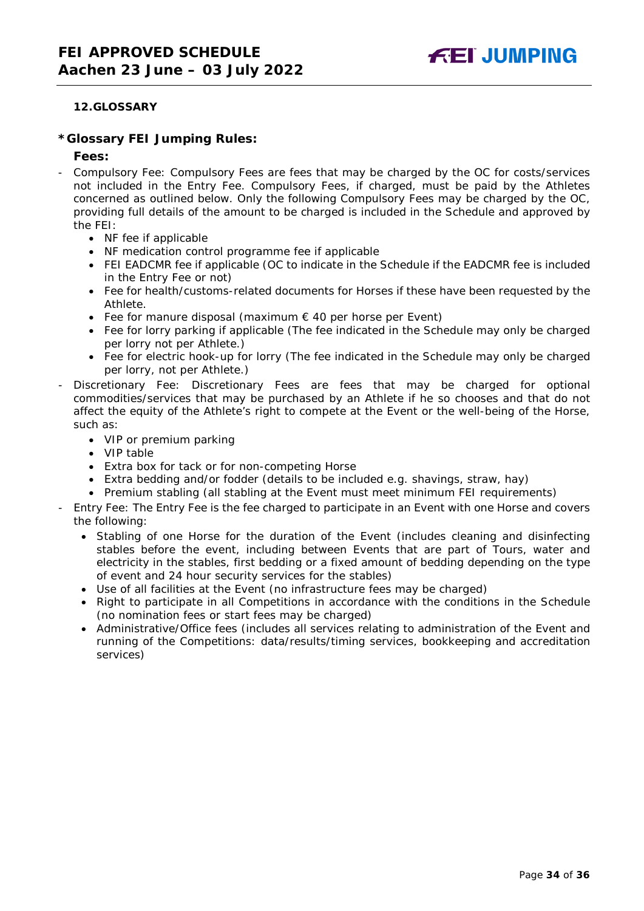## 12. GLOSSARY

### *Glossary FEI Jumping Rules:

**Fees:**

- Compulsory Fee: Compulsory Fees are fees that may be charged by the OC for costs/services not included in the Entry Fee. Compulsory Fees, if charged, must be paid by the Athletes concerned as outlined below. Only the following Compulsory Fees may be charged by the OC, providing full details of the amount to be charged is included in the Schedule and approved by the FEI:
    - NF fee if applicable
    - NF medication control programme fee if applicable
    - FEI EADCMR fee if applicable (OC to indicate in the Schedule if the EADCMR fee is included in the Entry Fee or not)
    - Fee for health/customs-related documents for Horses if these have been requested by the Athlete.
    - Fee for manure disposal (maximum € 40 per horse per Event)
    - Fee for lorry parking if applicable (The fee indicated in the Schedule may only be charged per lorry not per Athlete.)
    - Fee for electric hook-up for lorry (The fee indicated in the Schedule may only be charged per lorry, not per Athlete.)
- Discretionary Fee: Discretionary Fees are fees that may be charged for optional commodities/services that may be purchased by an Athlete if he so chooses and that do not affect the equity of the Athlete's right to compete at the Event or the well-being of the Horse, such as:
    - VIP or premium parking
    - VIP table
    - Extra box for tack or for non-competing Horse
    - Extra bedding and/or fodder (details to be included e.g. shavings, straw, hay)
    - Premium stabling (all stabling at the Event must meet minimum FEI requirements)
- Entry Fee: The Entry Fee is the fee charged to participate in an Event with one Horse and covers the following:
    - Stabling of one Horse for the duration of the Event (includes cleaning and disinfecting stables before the event, including between Events that are part of Tours, water and electricity in the stables, first bedding or a fixed amount of bedding depending on the type of event and 24 hour security services for the stables)
    - Use of all facilities at the Event (no infrastructure fees may be charged)
    - Right to participate in all Competitions in accordance with the conditions in the Schedule (no nomination fees or start fees may be charged)
    - Administrative/Office fees (includes all services relating to administration of the Event and running of the Competitions: data/results/timing services, bookkeeping and accreditation services)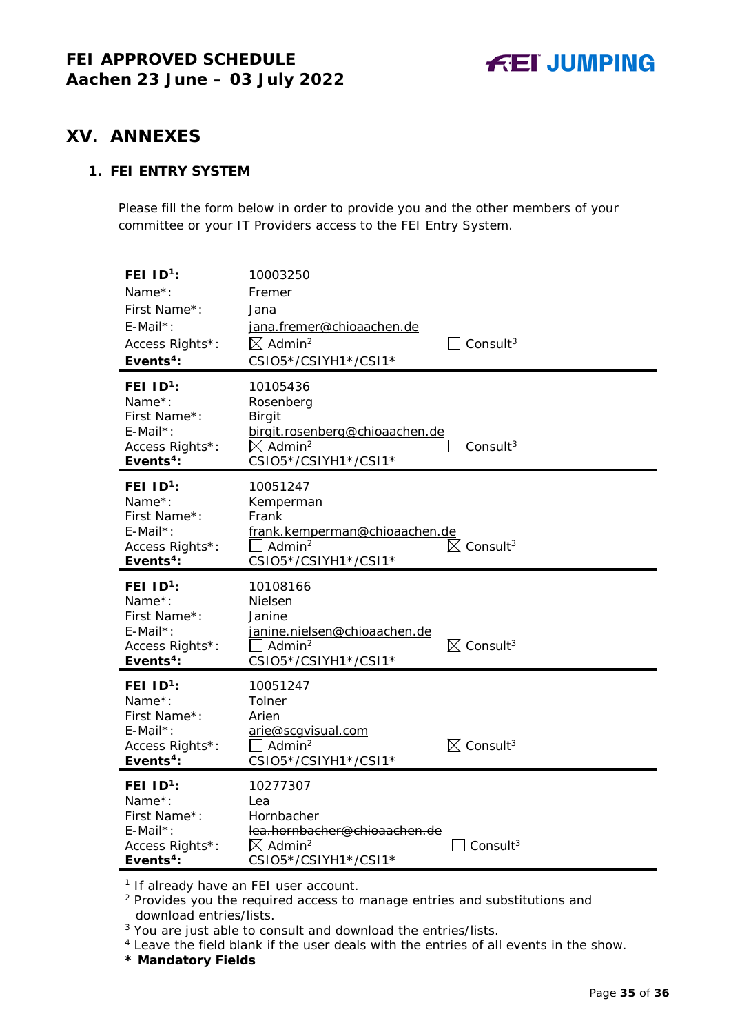# XV. ANNEXES

## 1. FEI ENTRY SYSTEM

Please fill the form below in order to provide you and the other members of your committee or your IT Providers access to the FEI Entry System.

| | | |
|---|---|---|
| **FEI ID[1]:** | 10003250 | |
| Name*: | Fremer | |
| First Name*: | Jana | |
| E-Mail*: | jana.fremer@chioaachen.de | |
| Access Rights*: | ☒ Admin[2] | ☐ Consult[3] |
| **Events[4]:** | CSIO5*/CSIYH1*/CSI1* | |

| | | |
|---|---|---|
| **FEI ID[1]:** | 10105436 | |
| Name*: | Rosenberg | |
| First Name*: | Birgit | |
| E-Mail*: | birgit.rosenberg@chioaachen.de | |
| Access Rights*: | ☒ Admin[2] | ☐ Consult[3] |
| **Events[4]:** | CSIO5*/CSIYH1*/CSI1* | |

| | | |
|---|---|---|
| **FEI ID[1]:** | 10051247 | |
| Name*: | Kemperman | |
| First Name*: | Frank | |
| E-Mail*: | frank.kemperman@chioaachen.de | |
| Access Rights*: | ☐ Admin[2] | ☒ Consult[3] |
| **Events[4]:** | CSIO5*/CSIYH1*/CSI1* | |

| | | |
|---|---|---|
| **FEI ID[1]:** | 10108166 | |
| Name*: | Nielsen | |
| First Name*: | Janine | |
| E-Mail*: | janine.nielsen@chioaachen.de | |
| Access Rights*: | ☐ Admin[2] | ☒ Consult[3] |
| **Events[4]:** | CSIO5*/CSIYH1*/CSI1* | |

| | | |
|---|---|---|
| **FEI ID[1]:** | 10051247 | |
| Name*: | Tolner | |
| First Name*: | Arien | |
| E-Mail*: | arie@scgvisual.com | |
| Access Rights*: | ☐ Admin[2] | ☒ Consult[3] |
| **Events[4]:** | CSIO5*/CSIYH1*/CSI1* | |

| | | |
|---|---|---|
| **FEI ID[1]:** | 10277307 | |
| Name*: | Lea | |
| First Name*: | Hornbacher | |
| E-Mail*: | ~~lea.hornbacher@chioaachen.de~~ | |
| Access Rights*: | ☒ Admin[2] | ☐ Consult[3] |
| **Events[4]:** | CSIO5*/CSIYH1*/CSI1* | |

[1] If already have an FEI user account.
[2] Provides you the required access to manage entries and substitutions and download entries/lists.
[3] You are just able to consult and download the entries/lists.
[4] Leave the field blank if the user deals with the entries of all events in the show.
**\* Mandatory Fields**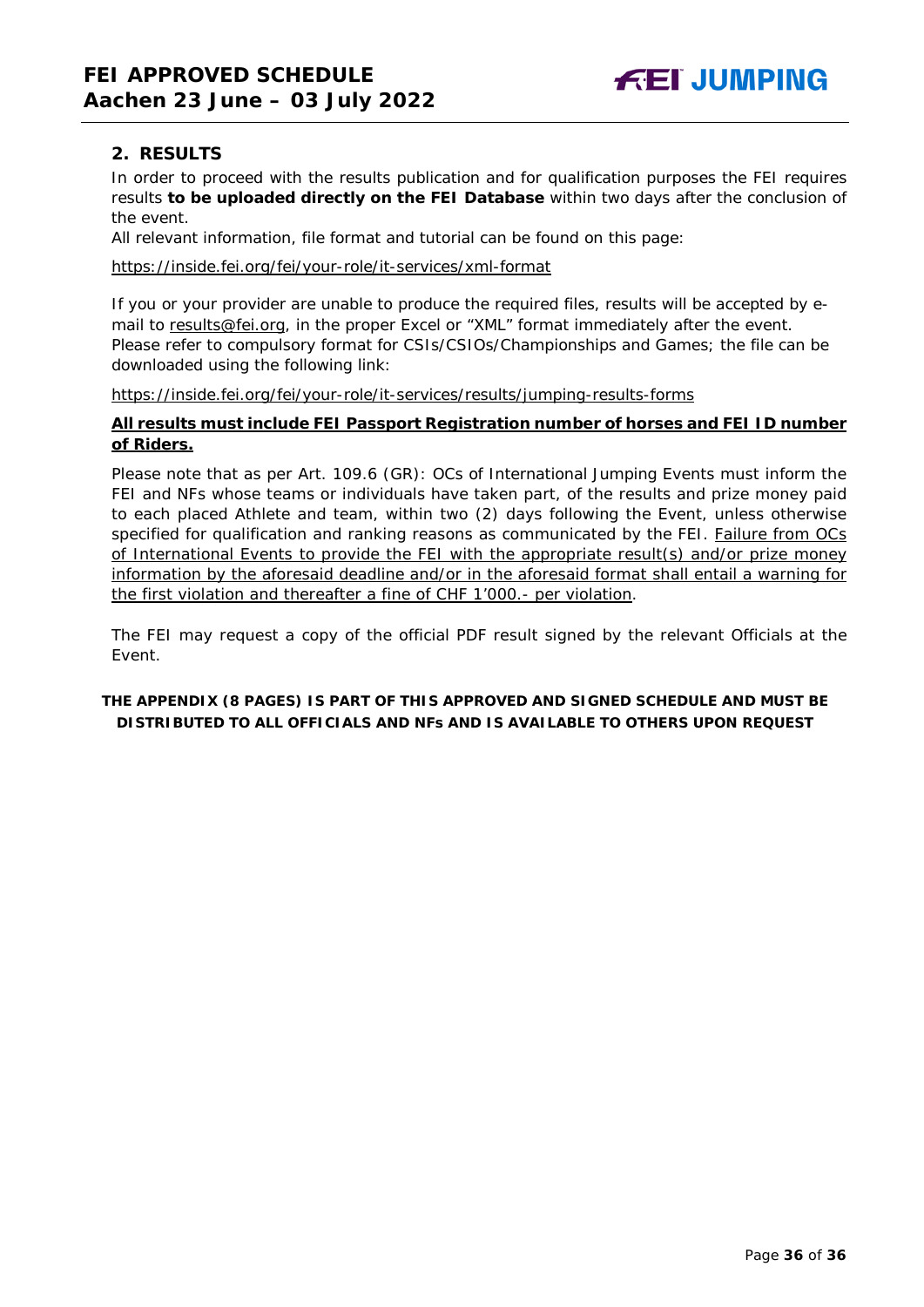## 2. RESULTS

In order to proceed with the results publication and for qualification purposes the FEI requires results **to be uploaded directly on the FEI Database** within two days after the conclusion of the event.

All relevant information, file format and tutorial can be found on this page:

https://inside.fei.org/fei/your-role/it-services/xml-format

If you or your provider are unable to produce the required files, results will be accepted by e-mail to results@fei.org, in the proper Excel or "XML" format immediately after the event. Please refer to compulsory format for CSIs/CSIOs/Championships and Games; the file can be downloaded using the following link:

https://inside.fei.org/fei/your-role/it-services/results/jumping-results-forms

**All results must include FEI Passport Registration number of horses and FEI ID number of Riders.**

Please note that as per Art. 109.6 (GR): OCs of International Jumping Events must inform the FEI and NFs whose teams or individuals have taken part, of the results and prize money paid to each placed Athlete and team, within two (2) days following the Event, unless otherwise specified for qualification and ranking reasons as communicated by the FEI. Failure from OCs of International Events to provide the FEI with the appropriate result(s) and/or prize money information by the aforesaid deadline and/or in the aforesaid format shall entail a warning for the first violation and thereafter a fine of CHF 1'000.- per violation.

The FEI may request a copy of the official PDF result signed by the relevant Officials at the Event.

**THE APPENDIX (8 PAGES) IS PART OF THIS APPROVED AND SIGNED SCHEDULE AND MUST BE DISTRIBUTED TO ALL OFFICIALS AND NFs AND IS AVAILABLE TO OTHERS UPON REQUEST**